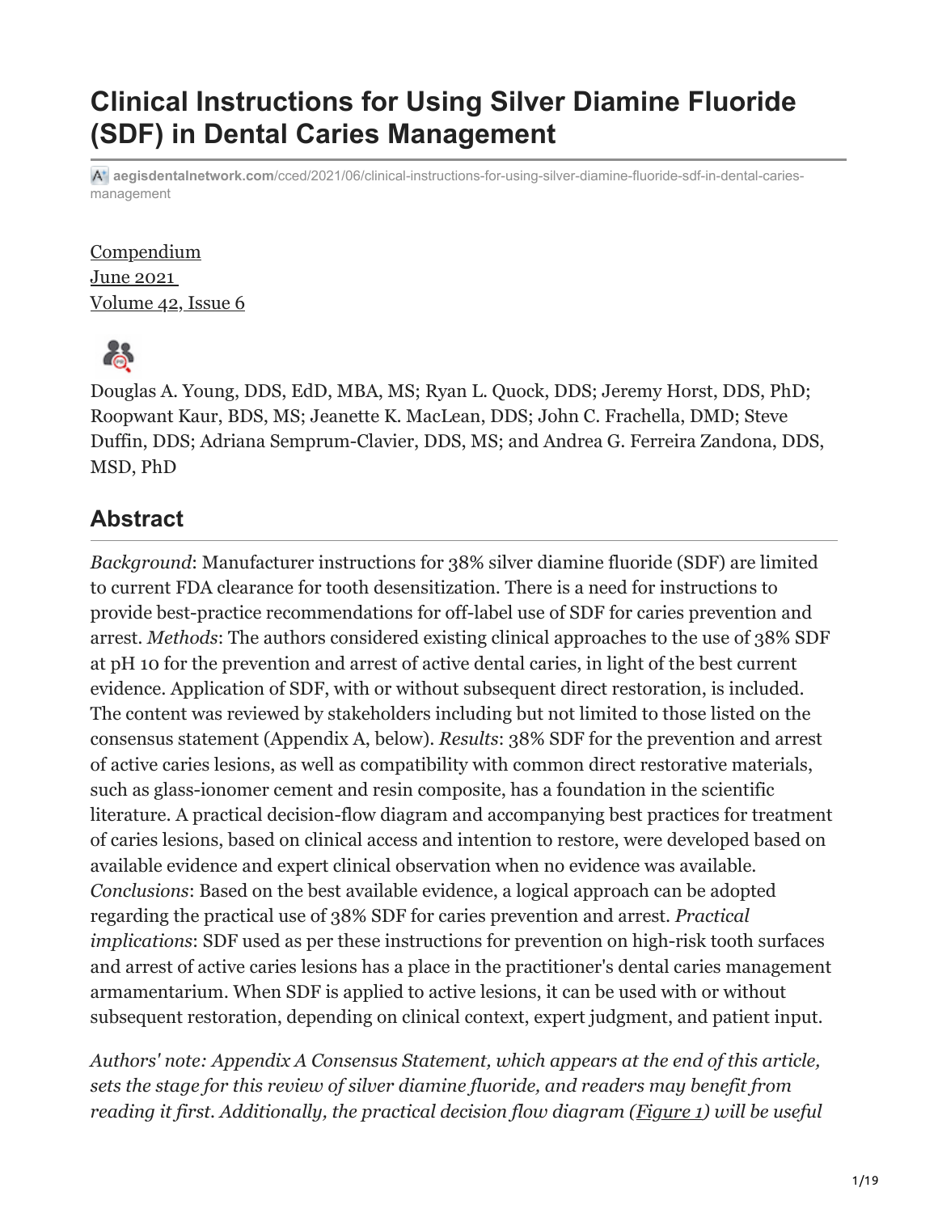# Clinical Instructions for Using Silver Diamine Fluoride (SDF) in Dental Caries Management

aegisdentalnetwork.com/cced/2021/06/clinical-instructions-for-using-silver-diamine-fluoride-sdf-in-dental-caries-management

Compendium
June 2021
Volume 42, Issue 6

Douglas A. Young, DDS, EdD, MBA, MS; Ryan L. Quock, DDS; Jeremy Horst, DDS, PhD; Roopwant Kaur, BDS, MS; Jeanette K. MacLean, DDS; John C. Frachella, DMD; Steve Duffin, DDS; Adriana Semprum-Clavier, DDS, MS; and Andrea G. Ferreira Zandona, DDS, MSD, PhD

## Abstract

*Background*: Manufacturer instructions for 38% silver diamine fluoride (SDF) are limited to current FDA clearance for tooth desensitization. There is a need for instructions to provide best-practice recommendations for off-label use of SDF for caries prevention and arrest. *Methods*: The authors considered existing clinical approaches to the use of 38% SDF at pH 10 for the prevention and arrest of active dental caries, in light of the best current evidence. Application of SDF, with or without subsequent direct restoration, is included. The content was reviewed by stakeholders including but not limited to those listed on the consensus statement (Appendix A, below). *Results*: 38% SDF for the prevention and arrest of active caries lesions, as well as compatibility with common direct restorative materials, such as glass-ionomer cement and resin composite, has a foundation in the scientific literature. A practical decision-flow diagram and accompanying best practices for treatment of caries lesions, based on clinical access and intention to restore, were developed based on available evidence and expert clinical observation when no evidence was available. *Conclusions*: Based on the best available evidence, a logical approach can be adopted regarding the practical use of 38% SDF for caries prevention and arrest. *Practical implications*: SDF used as per these instructions for prevention on high-risk tooth surfaces and arrest of active caries lesions has a place in the practitioner's dental caries management armamentarium. When SDF is applied to active lesions, it can be used with or without subsequent restoration, depending on clinical context, expert judgment, and patient input.

*Authors' note: Appendix A Consensus Statement, which appears at the end of this article, sets the stage for this review of silver diamine fluoride, and readers may benefit from reading it first. Additionally, the practical decision flow diagram (Figure 1) will be useful*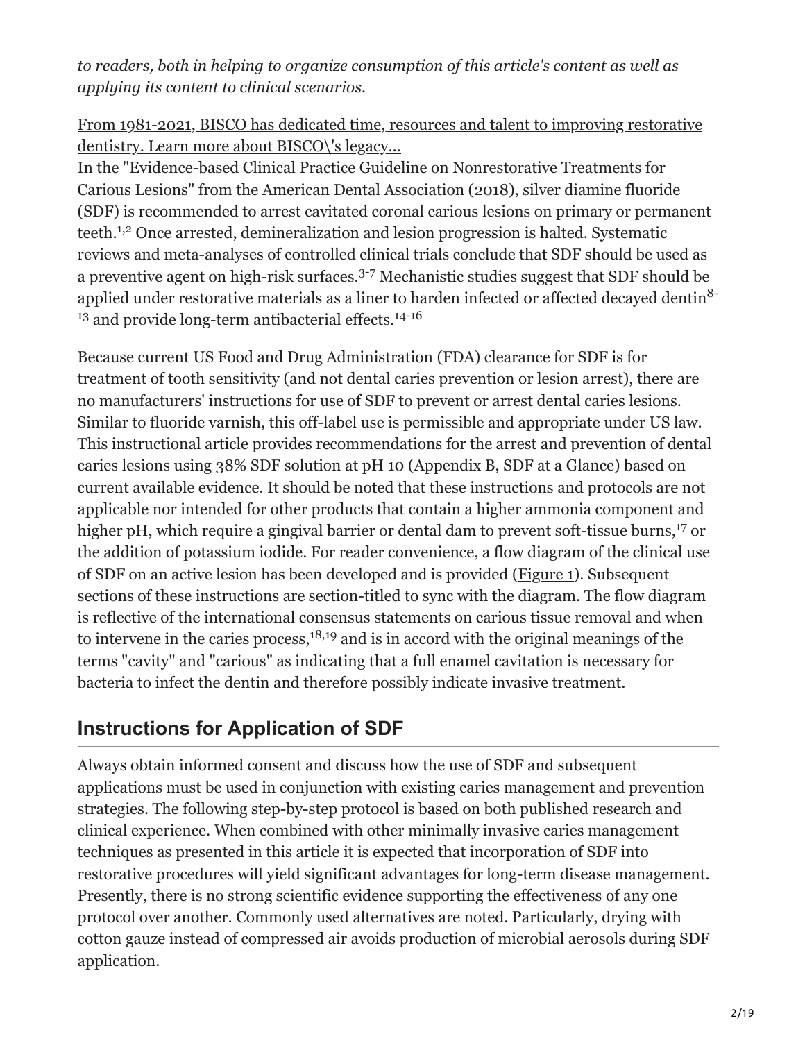*to readers, both in helping to organize consumption of this article's content as well as applying its content to clinical scenarios.*

[From 1981-2021, BISCO has dedicated time, resources and talent to improving restorative dentistry. Learn more about BISCO\'s legacy...]

In the "Evidence-based Clinical Practice Guideline on Nonrestorative Treatments for Carious Lesions" from the American Dental Association (2018), silver diamine fluoride (SDF) is recommended to arrest cavitated coronal carious lesions on primary or permanent teeth.[1,2] Once arrested, demineralization and lesion progression is halted. Systematic reviews and meta-analyses of controlled clinical trials conclude that SDF should be used as a preventive agent on high-risk surfaces.[3-7] Mechanistic studies suggest that SDF should be applied under restorative materials as a liner to harden infected or affected decayed dentin[8-13] and provide long-term antibacterial effects.[14-16]

Because current US Food and Drug Administration (FDA) clearance for SDF is for treatment of tooth sensitivity (and not dental caries prevention or lesion arrest), there are no manufacturers' instructions for use of SDF to prevent or arrest dental caries lesions. Similar to fluoride varnish, this off-label use is permissible and appropriate under US law. This instructional article provides recommendations for the arrest and prevention of dental caries lesions using 38% SDF solution at pH 10 (Appendix B, SDF at a Glance) based on current available evidence. It should be noted that these instructions and protocols are not applicable nor intended for other products that contain a higher ammonia component and higher pH, which require a gingival barrier or dental dam to prevent soft-tissue burns,[17] or the addition of potassium iodide. For reader convenience, a flow diagram of the clinical use of SDF on an active lesion has been developed and is provided (Figure 1). Subsequent sections of these instructions are section-titled to sync with the diagram. The flow diagram is reflective of the international consensus statements on carious tissue removal and when to intervene in the caries process,[18,19] and is in accord with the original meanings of the terms "cavity" and "carious" as indicating that a full enamel cavitation is necessary for bacteria to infect the dentin and therefore possibly indicate invasive treatment.

## Instructions for Application of SDF

Always obtain informed consent and discuss how the use of SDF and subsequent applications must be used in conjunction with existing caries management and prevention strategies. The following step-by-step protocol is based on both published research and clinical experience. When combined with other minimally invasive caries management techniques as presented in this article it is expected that incorporation of SDF into restorative procedures will yield significant advantages for long-term disease management. Presently, there is no strong scientific evidence supporting the effectiveness of any one protocol over another. Commonly used alternatives are noted. Particularly, drying with cotton gauze instead of compressed air avoids production of microbial aerosols during SDF application.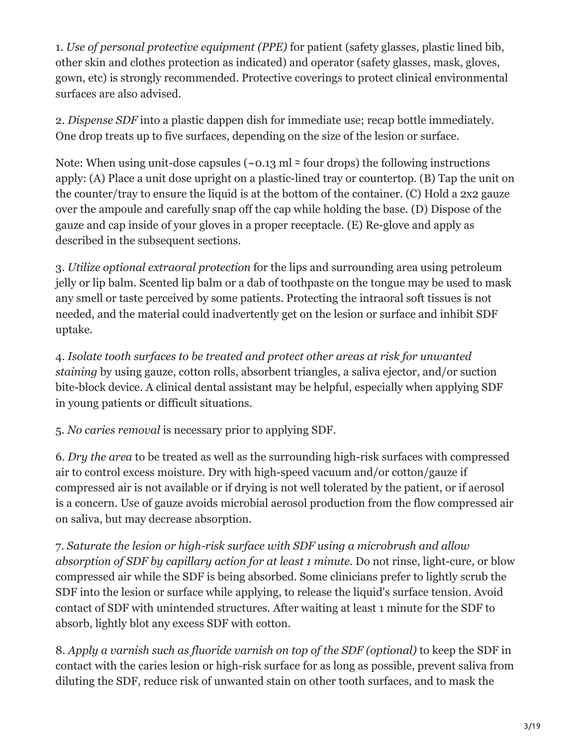1. *Use of personal protective equipment (PPE)* for patient (safety glasses, plastic lined bib, other skin and clothes protection as indicated) and operator (safety glasses, mask, gloves, gown, etc) is strongly recommended. Protective coverings to protect clinical environmental surfaces are also advised.

2. *Dispense SDF* into a plastic dappen dish for immediate use; recap bottle immediately. One drop treats up to five surfaces, depending on the size of the lesion or surface.

Note: When using unit-dose capsules (~0.13 ml ≈ four drops) the following instructions apply: (A) Place a unit dose upright on a plastic-lined tray or countertop. (B) Tap the unit on the counter/tray to ensure the liquid is at the bottom of the container. (C) Hold a 2x2 gauze over the ampoule and carefully snap off the cap while holding the base. (D) Dispose of the gauze and cap inside of your gloves in a proper receptacle. (E) Re-glove and apply as described in the subsequent sections.

3. *Utilize optional extraoral protection* for the lips and surrounding area using petroleum jelly or lip balm. Scented lip balm or a dab of toothpaste on the tongue may be used to mask any smell or taste perceived by some patients. Protecting the intraoral soft tissues is not needed, and the material could inadvertently get on the lesion or surface and inhibit SDF uptake.

4. *Isolate tooth surfaces to be treated and protect other areas at risk for unwanted staining* by using gauze, cotton rolls, absorbent triangles, a saliva ejector, and/or suction bite-block device. A clinical dental assistant may be helpful, especially when applying SDF in young patients or difficult situations.

5. *No caries removal* is necessary prior to applying SDF.

6. *Dry the area* to be treated as well as the surrounding high-risk surfaces with compressed air to control excess moisture. Dry with high-speed vacuum and/or cotton/gauze if compressed air is not available or if drying is not well tolerated by the patient, or if aerosol is a concern. Use of gauze avoids microbial aerosol production from the flow compressed air on saliva, but may decrease absorption.

7. *Saturate the lesion or high-risk surface with SDF using a microbrush and allow absorption of SDF by capillary action for at least 1 minute.* Do not rinse, light-cure, or blow compressed air while the SDF is being absorbed. Some clinicians prefer to lightly scrub the SDF into the lesion or surface while applying, to release the liquid's surface tension. Avoid contact of SDF with unintended structures. After waiting at least 1 minute for the SDF to absorb, lightly blot any excess SDF with cotton.

8. *Apply a varnish such as fluoride varnish on top of the SDF (optional)* to keep the SDF in contact with the caries lesion or high-risk surface for as long as possible, prevent saliva from diluting the SDF, reduce risk of unwanted stain on other tooth surfaces, and to mask the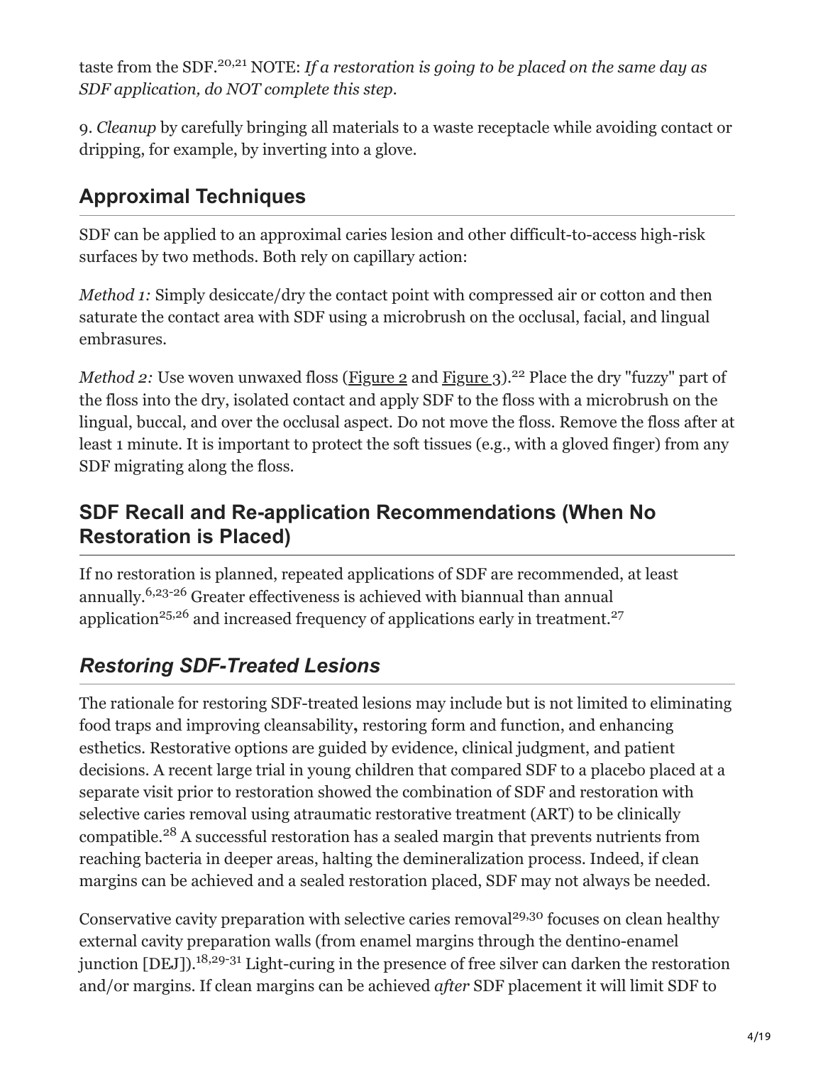taste from the SDF.[20,21] NOTE: *If a restoration is going to be placed on the same day as SDF application, do NOT complete this step.*

9. *Cleanup* by carefully bringing all materials to a waste receptacle while avoiding contact or dripping, for example, by inverting into a glove.

## Approximal Techniques

SDF can be applied to an approximal caries lesion and other difficult-to-access high-risk surfaces by two methods. Both rely on capillary action:

*Method 1:* Simply desiccate/dry the contact point with compressed air or cotton and then saturate the contact area with SDF using a microbrush on the occlusal, facial, and lingual embrasures.

*Method 2:* Use woven unwaxed floss (Figure 2 and Figure 3).[22] Place the dry "fuzzy" part of the floss into the dry, isolated contact and apply SDF to the floss with a microbrush on the lingual, buccal, and over the occlusal aspect. Do not move the floss. Remove the floss after at least 1 minute. It is important to protect the soft tissues (e.g., with a gloved finger) from any SDF migrating along the floss.

## SDF Recall and Re-application Recommendations (When No Restoration is Placed)

If no restoration is planned, repeated applications of SDF are recommended, at least annually.[6,23-26] Greater effectiveness is achieved with biannual than annual application[25,26] and increased frequency of applications early in treatment.[27]

## *Restoring SDF-Treated Lesions*

The rationale for restoring SDF-treated lesions may include but is not limited to eliminating food traps and improving cleansability, restoring form and function, and enhancing esthetics. Restorative options are guided by evidence, clinical judgment, and patient decisions. A recent large trial in young children that compared SDF to a placebo placed at a separate visit prior to restoration showed the combination of SDF and restoration with selective caries removal using atraumatic restorative treatment (ART) to be clinically compatible.[28] A successful restoration has a sealed margin that prevents nutrients from reaching bacteria in deeper areas, halting the demineralization process. Indeed, if clean margins can be achieved and a sealed restoration placed, SDF may not always be needed.

Conservative cavity preparation with selective caries removal[29,30] focuses on clean healthy external cavity preparation walls (from enamel margins through the dentino-enamel junction [DEJ]).[18,29-31] Light-curing in the presence of free silver can darken the restoration and/or margins. If clean margins can be achieved *after* SDF placement it will limit SDF to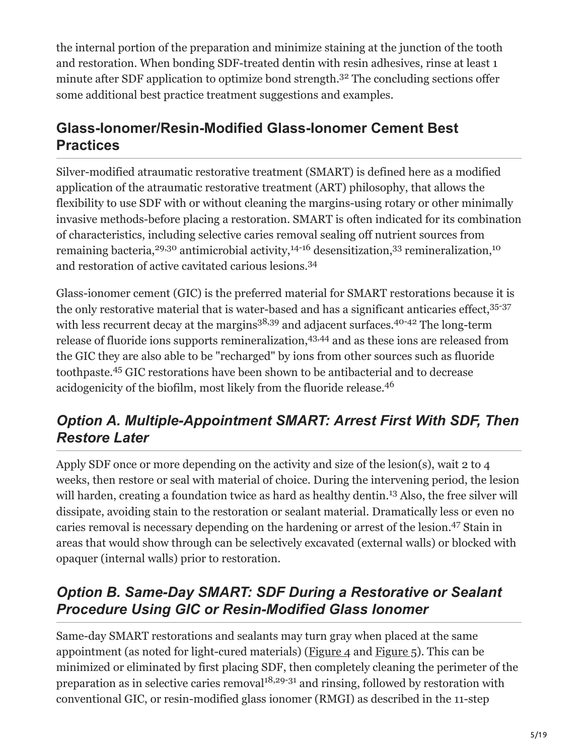the internal portion of the preparation and minimize staining at the junction of the tooth and restoration. When bonding SDF-treated dentin with resin adhesives, rinse at least 1 minute after SDF application to optimize bond strength.[32] The concluding sections offer some additional best practice treatment suggestions and examples.

## Glass-Ionomer/Resin-Modified Glass-Ionomer Cement Best Practices

Silver-modified atraumatic restorative treatment (SMART) is defined here as a modified application of the atraumatic restorative treatment (ART) philosophy, that allows the flexibility to use SDF with or without cleaning the margins-using rotary or other minimally invasive methods-before placing a restoration. SMART is often indicated for its combination of characteristics, including selective caries removal sealing off nutrient sources from remaining bacteria,[29,30] antimicrobial activity,[14-16] desensitization,[33] remineralization,[10] and restoration of active cavitated carious lesions.[34]

Glass-ionomer cement (GIC) is the preferred material for SMART restorations because it is the only restorative material that is water-based and has a significant anticaries effect,[35-37] with less recurrent decay at the margins[38,39] and adjacent surfaces.[40-42] The long-term release of fluoride ions supports remineralization,[43,44] and as these ions are released from the GIC they are also able to be "recharged" by ions from other sources such as fluoride toothpaste.[45] GIC restorations have been shown to be antibacterial and to decrease acidogenicity of the biofilm, most likely from the fluoride release.[46]

### *Option A. Multiple-Appointment SMART: Arrest First With SDF, Then Restore Later*

Apply SDF once or more depending on the activity and size of the lesion(s), wait 2 to 4 weeks, then restore or seal with material of choice. During the intervening period, the lesion will harden, creating a foundation twice as hard as healthy dentin.[13] Also, the free silver will dissipate, avoiding stain to the restoration or sealant material. Dramatically less or even no caries removal is necessary depending on the hardening or arrest of the lesion.[47] Stain in areas that would show through can be selectively excavated (external walls) or blocked with opaquer (internal walls) prior to restoration.

### *Option B. Same-Day SMART: SDF During a Restorative or Sealant Procedure Using GIC or Resin-Modified Glass Ionomer*

Same-day SMART restorations and sealants may turn gray when placed at the same appointment (as noted for light-cured materials) (Figure 4 and Figure 5). This can be minimized or eliminated by first placing SDF, then completely cleaning the perimeter of the preparation as in selective caries removal[18,29-31] and rinsing, followed by restoration with conventional GIC, or resin-modified glass ionomer (RMGI) as described in the 11-step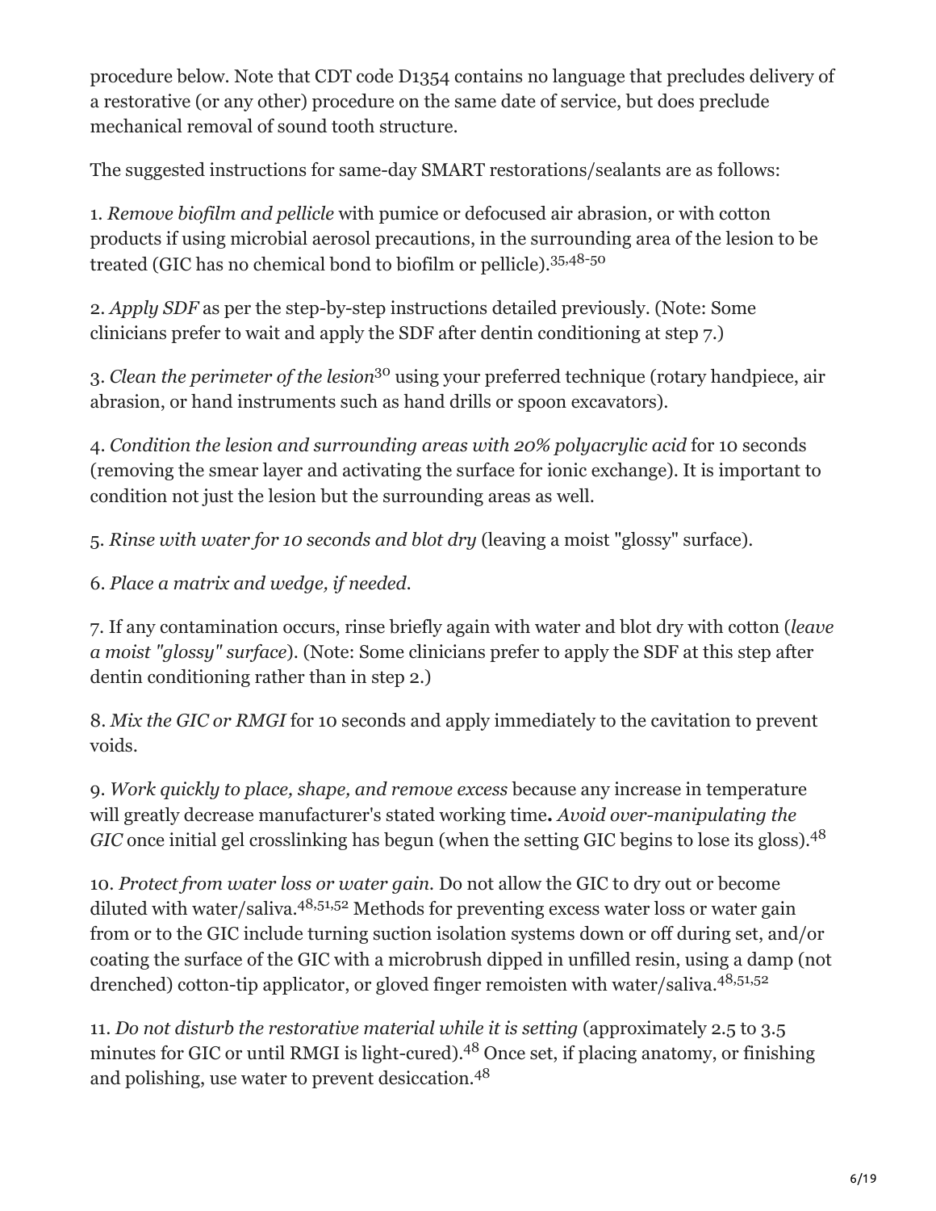procedure below. Note that CDT code D1354 contains no language that precludes delivery of a restorative (or any other) procedure on the same date of service, but does preclude mechanical removal of sound tooth structure.

The suggested instructions for same-day SMART restorations/sealants are as follows:

1. *Remove biofilm and pellicle* with pumice or defocused air abrasion, or with cotton products if using microbial aerosol precautions, in the surrounding area of the lesion to be treated (GIC has no chemical bond to biofilm or pellicle).[35,48-50]

2. *Apply SDF* as per the step-by-step instructions detailed previously. (Note: Some clinicians prefer to wait and apply the SDF after dentin conditioning at step 7.)

3. *Clean the perimeter of the lesion*[30] using your preferred technique (rotary handpiece, air abrasion, or hand instruments such as hand drills or spoon excavators).

4. *Condition the lesion and surrounding areas with 20% polyacrylic acid* for 10 seconds (removing the smear layer and activating the surface for ionic exchange). It is important to condition not just the lesion but the surrounding areas as well.

5. *Rinse with water for 10 seconds and blot dry* (leaving a moist "glossy" surface).

6. *Place a matrix and wedge, if needed.*

7. If any contamination occurs, rinse briefly again with water and blot dry with cotton (*leave a moist "glossy" surface*). (Note: Some clinicians prefer to apply the SDF at this step after dentin conditioning rather than in step 2.)

8. *Mix the GIC or RMGI* for 10 seconds and apply immediately to the cavitation to prevent voids.

9. *Work quickly to place, shape, and remove excess* because any increase in temperature will greatly decrease manufacturer's stated working time**.** *Avoid over-manipulating the GIC* once initial gel crosslinking has begun (when the setting GIC begins to lose its gloss).[48]

10. *Protect from water loss or water gain.* Do not allow the GIC to dry out or become diluted with water/saliva.[48,51,52] Methods for preventing excess water loss or water gain from or to the GIC include turning suction isolation systems down or off during set, and/or coating the surface of the GIC with a microbrush dipped in unfilled resin, using a damp (not drenched) cotton-tip applicator, or gloved finger remoisten with water/saliva.[48,51,52]

11. *Do not disturb the restorative material while it is setting* (approximately 2.5 to 3.5 minutes for GIC or until RMGI is light-cured).[48] Once set, if placing anatomy, or finishing and polishing, use water to prevent desiccation.[48]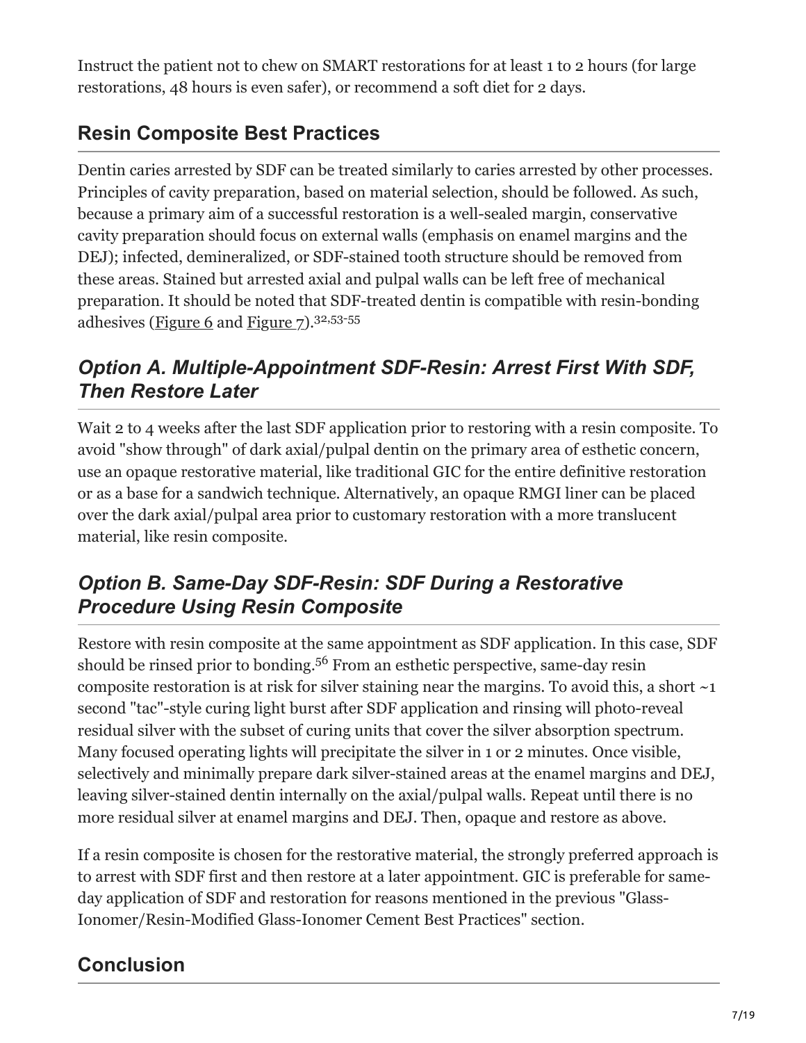Instruct the patient not to chew on SMART restorations for at least 1 to 2 hours (for large restorations, 48 hours is even safer), or recommend a soft diet for 2 days.

## Resin Composite Best Practices

Dentin caries arrested by SDF can be treated similarly to caries arrested by other processes. Principles of cavity preparation, based on material selection, should be followed. As such, because a primary aim of a successful restoration is a well-sealed margin, conservative cavity preparation should focus on external walls (emphasis on enamel margins and the DEJ); infected, demineralized, or SDF-stained tooth structure should be removed from these areas. Stained but arrested axial and pulpal walls can be left free of mechanical preparation. It should be noted that SDF-treated dentin is compatible with resin-bonding adhesives (Figure 6 and Figure 7).[32,53-55]

### *Option A. Multiple-Appointment SDF-Resin: Arrest First With SDF, Then Restore Later*

Wait 2 to 4 weeks after the last SDF application prior to restoring with a resin composite. To avoid "show through" of dark axial/pulpal dentin on the primary area of esthetic concern, use an opaque restorative material, like traditional GIC for the entire definitive restoration or as a base for a sandwich technique. Alternatively, an opaque RMGI liner can be placed over the dark axial/pulpal area prior to customary restoration with a more translucent material, like resin composite.

### *Option B. Same-Day SDF-Resin: SDF During a Restorative Procedure Using Resin Composite*

Restore with resin composite at the same appointment as SDF application. In this case, SDF should be rinsed prior to bonding.[56] From an esthetic perspective, same-day resin composite restoration is at risk for silver staining near the margins. To avoid this, a short ~1 second "tac"-style curing light burst after SDF application and rinsing will photo-reveal residual silver with the subset of curing units that cover the silver absorption spectrum. Many focused operating lights will precipitate the silver in 1 or 2 minutes. Once visible, selectively and minimally prepare dark silver-stained areas at the enamel margins and DEJ, leaving silver-stained dentin internally on the axial/pulpal walls. Repeat until there is no more residual silver at enamel margins and DEJ. Then, opaque and restore as above.

If a resin composite is chosen for the restorative material, the strongly preferred approach is to arrest with SDF first and then restore at a later appointment. GIC is preferable for same-day application of SDF and restoration for reasons mentioned in the previous "Glass-Ionomer/Resin-Modified Glass-Ionomer Cement Best Practices" section.

## Conclusion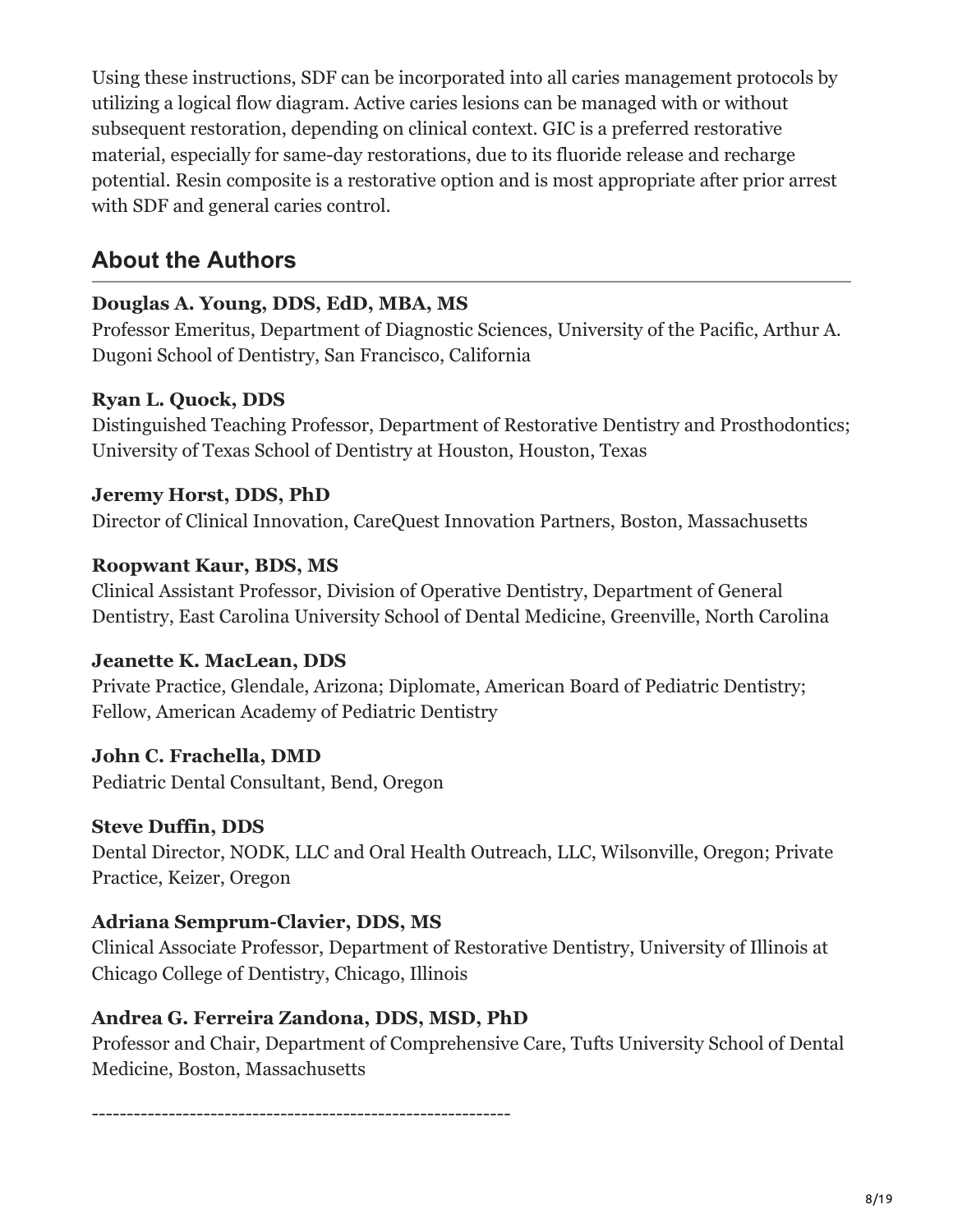Using these instructions, SDF can be incorporated into all caries management protocols by utilizing a logical flow diagram. Active caries lesions can be managed with or without subsequent restoration, depending on clinical context. GIC is a preferred restorative material, especially for same-day restorations, due to its fluoride release and recharge potential. Resin composite is a restorative option and is most appropriate after prior arrest with SDF and general caries control.

## About the Authors

**Douglas A. Young, DDS, EdD, MBA, MS**
Professor Emeritus, Department of Diagnostic Sciences, University of the Pacific, Arthur A. Dugoni School of Dentistry, San Francisco, California

**Ryan L. Quock, DDS**
Distinguished Teaching Professor, Department of Restorative Dentistry and Prosthodontics; University of Texas School of Dentistry at Houston, Houston, Texas

**Jeremy Horst, DDS, PhD**
Director of Clinical Innovation, CareQuest Innovation Partners, Boston, Massachusetts

**Roopwant Kaur, BDS, MS**
Clinical Assistant Professor, Division of Operative Dentistry, Department of General Dentistry, East Carolina University School of Dental Medicine, Greenville, North Carolina

**Jeanette K. MacLean, DDS**
Private Practice, Glendale, Arizona; Diplomate, American Board of Pediatric Dentistry; Fellow, American Academy of Pediatric Dentistry

**John C. Frachella, DMD**
Pediatric Dental Consultant, Bend, Oregon

**Steve Duffin, DDS**
Dental Director, NODK, LLC and Oral Health Outreach, LLC, Wilsonville, Oregon; Private Practice, Keizer, Oregon

**Adriana Semprum-Clavier, DDS, MS**
Clinical Associate Professor, Department of Restorative Dentistry, University of Illinois at Chicago College of Dentistry, Chicago, Illinois

**Andrea G. Ferreira Zandona, DDS, MSD, PhD**
Professor and Chair, Department of Comprehensive Care, Tufts University School of Dental Medicine, Boston, Massachusetts

------------------------------------------------------------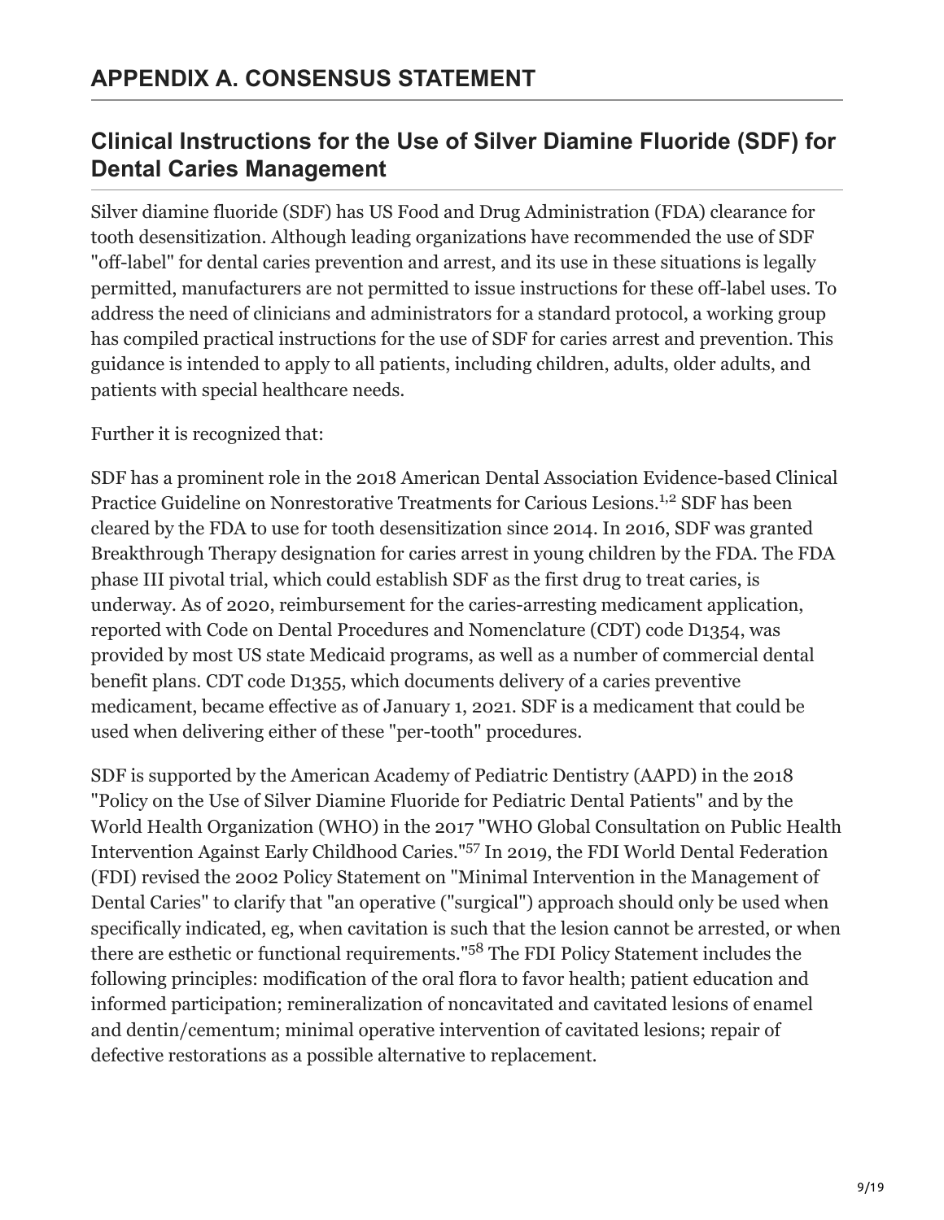## APPENDIX A. CONSENSUS STATEMENT

### Clinical Instructions for the Use of Silver Diamine Fluoride (SDF) for Dental Caries Management

Silver diamine fluoride (SDF) has US Food and Drug Administration (FDA) clearance for tooth desensitization. Although leading organizations have recommended the use of SDF "off-label" for dental caries prevention and arrest, and its use in these situations is legally permitted, manufacturers are not permitted to issue instructions for these off-label uses. To address the need of clinicians and administrators for a standard protocol, a working group has compiled practical instructions for the use of SDF for caries arrest and prevention. This guidance is intended to apply to all patients, including children, adults, older adults, and patients with special healthcare needs.

Further it is recognized that:

SDF has a prominent role in the 2018 American Dental Association Evidence-based Clinical Practice Guideline on Nonrestorative Treatments for Carious Lesions.[1,2] SDF has been cleared by the FDA to use for tooth desensitization since 2014. In 2016, SDF was granted Breakthrough Therapy designation for caries arrest in young children by the FDA. The FDA phase III pivotal trial, which could establish SDF as the first drug to treat caries, is underway. As of 2020, reimbursement for the caries-arresting medicament application, reported with Code on Dental Procedures and Nomenclature (CDT) code D1354, was provided by most US state Medicaid programs, as well as a number of commercial dental benefit plans. CDT code D1355, which documents delivery of a caries preventive medicament, became effective as of January 1, 2021. SDF is a medicament that could be used when delivering either of these "per-tooth" procedures.

SDF is supported by the American Academy of Pediatric Dentistry (AAPD) in the 2018 "Policy on the Use of Silver Diamine Fluoride for Pediatric Dental Patients" and by the World Health Organization (WHO) in the 2017 "WHO Global Consultation on Public Health Intervention Against Early Childhood Caries."[57] In 2019, the FDI World Dental Federation (FDI) revised the 2002 Policy Statement on "Minimal Intervention in the Management of Dental Caries" to clarify that "an operative ("surgical") approach should only be used when specifically indicated, eg, when cavitation is such that the lesion cannot be arrested, or when there are esthetic or functional requirements."[58] The FDI Policy Statement includes the following principles: modification of the oral flora to favor health; patient education and informed participation; remineralization of noncavitated and cavitated lesions of enamel and dentin/cementum; minimal operative intervention of cavitated lesions; repair of defective restorations as a possible alternative to replacement.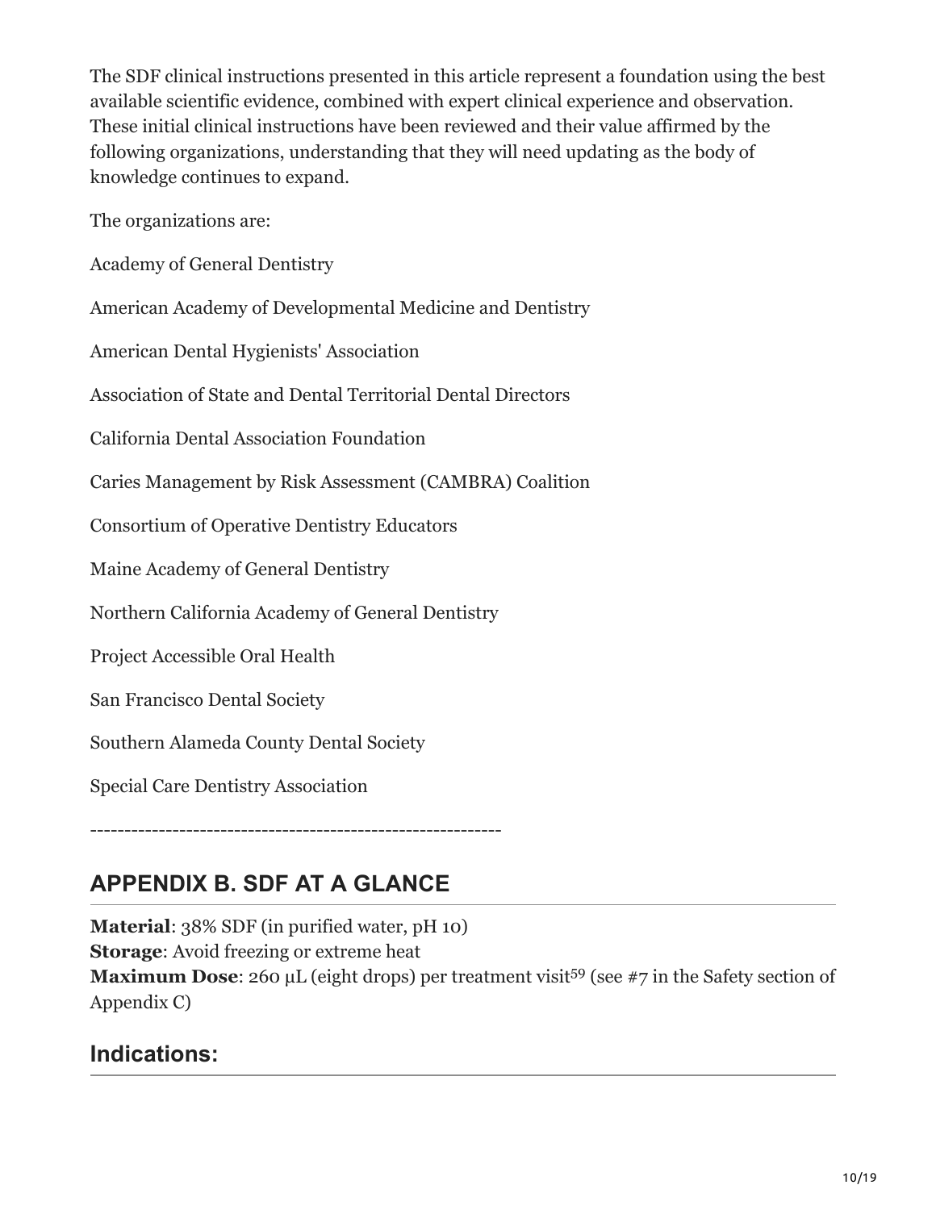The SDF clinical instructions presented in this article represent a foundation using the best available scientific evidence, combined with expert clinical experience and observation. These initial clinical instructions have been reviewed and their value affirmed by the following organizations, understanding that they will need updating as the body of knowledge continues to expand.

The organizations are:

Academy of General Dentistry

American Academy of Developmental Medicine and Dentistry

American Dental Hygienists' Association

Association of State and Dental Territorial Dental Directors

California Dental Association Foundation

Caries Management by Risk Assessment (CAMBRA) Coalition

Consortium of Operative Dentistry Educators

Maine Academy of General Dentistry

Northern California Academy of General Dentistry

Project Accessible Oral Health

San Francisco Dental Society

Southern Alameda County Dental Society

Special Care Dentistry Association

------------------------------------------------------------

## APPENDIX B. SDF AT A GLANCE

**Material**: 38% SDF (in purified water, pH 10)
**Storage**: Avoid freezing or extreme heat
**Maximum Dose**: 260 μL (eight drops) per treatment visit[59] (see #7 in the Safety section of Appendix C)

## Indications: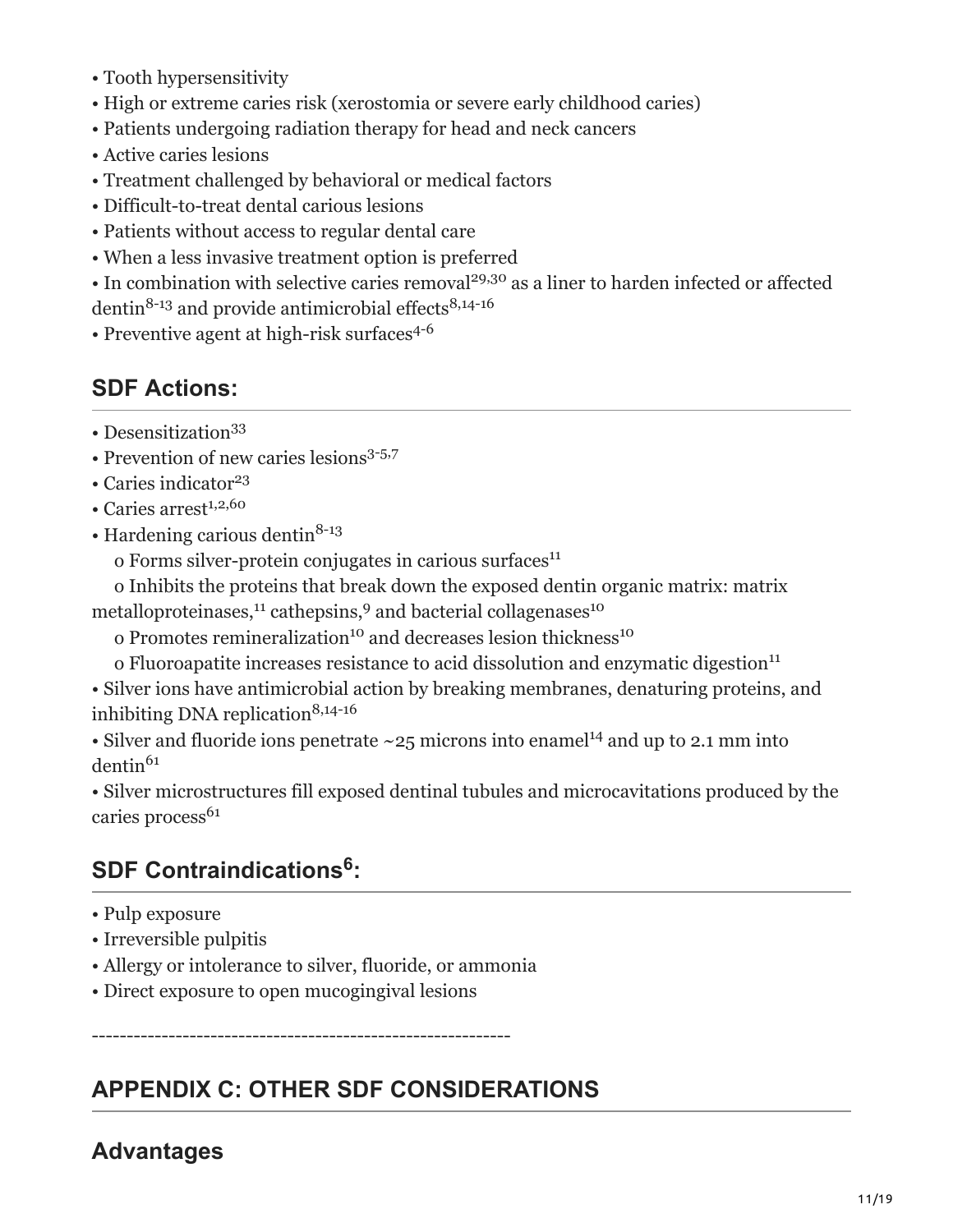- Tooth hypersensitivity
- High or extreme caries risk (xerostomia or severe early childhood caries)
- Patients undergoing radiation therapy for head and neck cancers
- Active caries lesions
- Treatment challenged by behavioral or medical factors
- Difficult-to-treat dental carious lesions
- Patients without access to regular dental care
- When a less invasive treatment option is preferred
- In combination with selective caries removal[29,30] as a liner to harden infected or affected dentin[8-13] and provide antimicrobial effects[8,14-16]
- Preventive agent at high-risk surfaces[4-6]

## SDF Actions:

- Desensitization[33]
- Prevention of new caries lesions[3-5,7]
- Caries indicator[23]
- Caries arrest[1,2,60]
- Hardening carious dentin[8-13]
  - Forms silver-protein conjugates in carious surfaces[11]
  - Inhibits the proteins that break down the exposed dentin organic matrix: matrix metalloproteinases,[11] cathepsins,[9] and bacterial collagenases[10]
  - Promotes remineralization[10] and decreases lesion thickness[10]
  - Fluoroapatite increases resistance to acid dissolution and enzymatic digestion[11]
- Silver ions have antimicrobial action by breaking membranes, denaturing proteins, and inhibiting DNA replication[8,14-16]
- Silver and fluoride ions penetrate ~25 microns into enamel[14] and up to 2.1 mm into dentin[61]
- Silver microstructures fill exposed dentinal tubules and microcavitations produced by the caries process[61]

## SDF Contraindications[6]:

- Pulp exposure
- Irreversible pulpitis
- Allergy or intolerance to silver, fluoride, or ammonia
- Direct exposure to open mucogingival lesions

------------------------------------------------------------

## APPENDIX C: OTHER SDF CONSIDERATIONS

## Advantages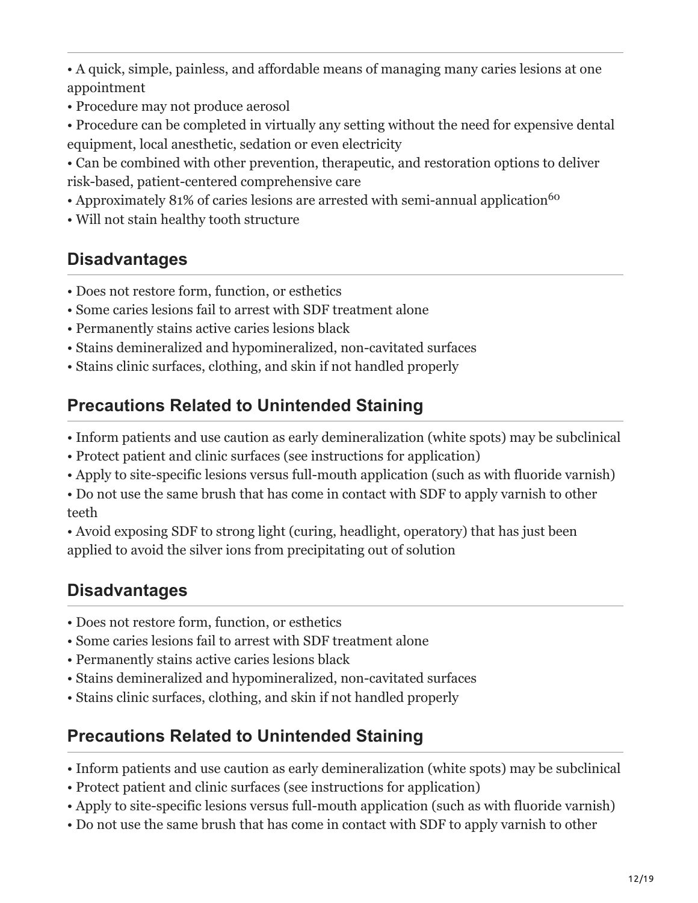- A quick, simple, painless, and affordable means of managing many caries lesions at one appointment
- Procedure may not produce aerosol
- Procedure can be completed in virtually any setting without the need for expensive dental equipment, local anesthetic, sedation or even electricity
- Can be combined with other prevention, therapeutic, and restoration options to deliver risk-based, patient-centered comprehensive care
- Approximately 81% of caries lesions are arrested with semi-annual application[60]
- Will not stain healthy tooth structure

## Disadvantages

- Does not restore form, function, or esthetics
- Some caries lesions fail to arrest with SDF treatment alone
- Permanently stains active caries lesions black
- Stains demineralized and hypomineralized, non-cavitated surfaces
- Stains clinic surfaces, clothing, and skin if not handled properly

## Precautions Related to Unintended Staining

- Inform patients and use caution as early demineralization (white spots) may be subclinical
- Protect patient and clinic surfaces (see instructions for application)
- Apply to site-specific lesions versus full-mouth application (such as with fluoride varnish)
- Do not use the same brush that has come in contact with SDF to apply varnish to other teeth
- Avoid exposing SDF to strong light (curing, headlight, operatory) that has just been applied to avoid the silver ions from precipitating out of solution

## Disadvantages

- Does not restore form, function, or esthetics
- Some caries lesions fail to arrest with SDF treatment alone
- Permanently stains active caries lesions black
- Stains demineralized and hypomineralized, non-cavitated surfaces
- Stains clinic surfaces, clothing, and skin if not handled properly

## Precautions Related to Unintended Staining

- Inform patients and use caution as early demineralization (white spots) may be subclinical
- Protect patient and clinic surfaces (see instructions for application)
- Apply to site-specific lesions versus full-mouth application (such as with fluoride varnish)
- Do not use the same brush that has come in contact with SDF to apply varnish to other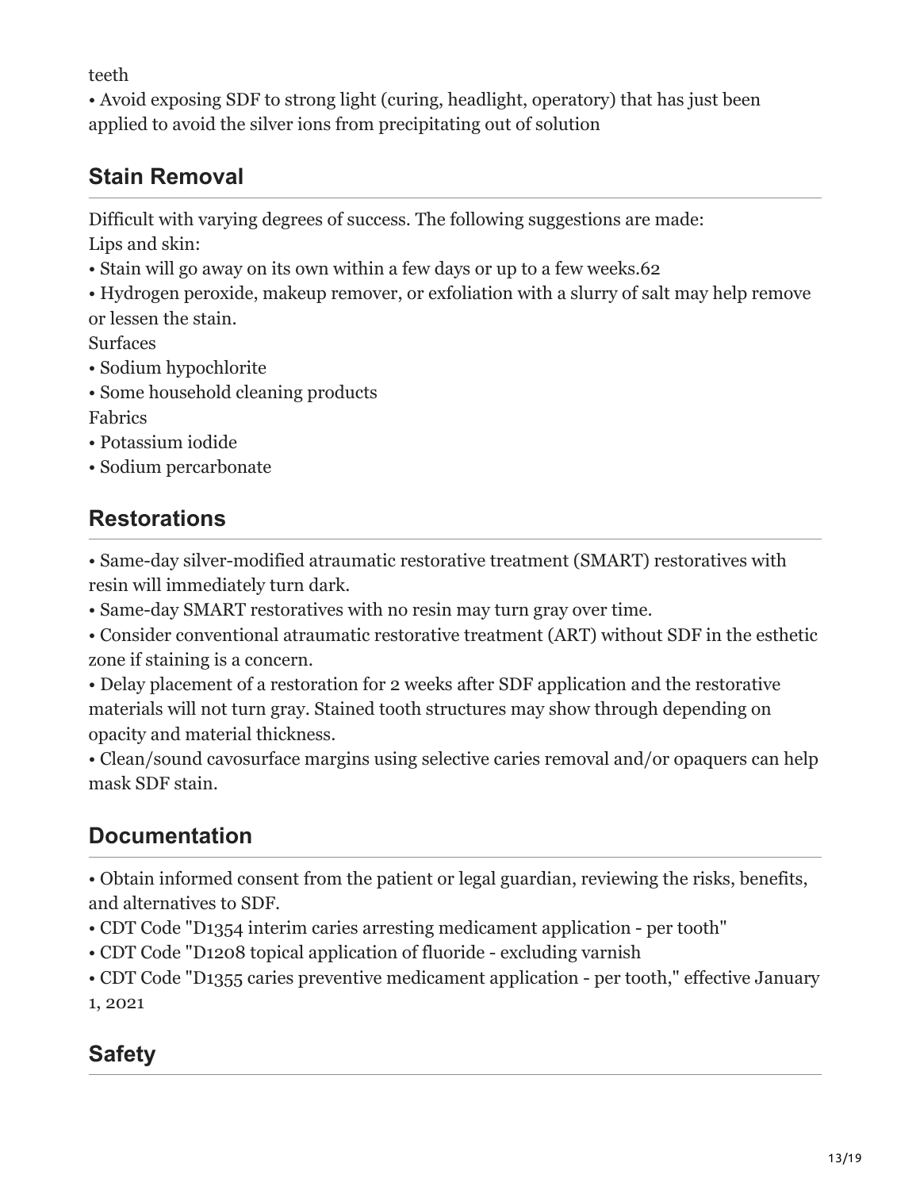teeth

- Avoid exposing SDF to strong light (curing, headlight, operatory) that has just been applied to avoid the silver ions from precipitating out of solution

## Stain Removal

Difficult with varying degrees of success. The following suggestions are made:

Lips and skin:

- Stain will go away on its own within a few days or up to a few weeks.[62]
- Hydrogen peroxide, makeup remover, or exfoliation with a slurry of salt may help remove or lessen the stain.

Surfaces

- Sodium hypochlorite
- Some household cleaning products

Fabrics

- Potassium iodide
- Sodium percarbonate

## Restorations

- Same-day silver-modified atraumatic restorative treatment (SMART) restoratives with resin will immediately turn dark.
- Same-day SMART restoratives with no resin may turn gray over time.
- Consider conventional atraumatic restorative treatment (ART) without SDF in the esthetic zone if staining is a concern.
- Delay placement of a restoration for 2 weeks after SDF application and the restorative materials will not turn gray. Stained tooth structures may show through depending on opacity and material thickness.
- Clean/sound cavosurface margins using selective caries removal and/or opaquers can help mask SDF stain.

## Documentation

- Obtain informed consent from the patient or legal guardian, reviewing the risks, benefits, and alternatives to SDF.
- CDT Code "D1354 interim caries arresting medicament application - per tooth"
- CDT Code "D1208 topical application of fluoride - excluding varnish
- CDT Code "D1355 caries preventive medicament application - per tooth," effective January 1, 2021

## Safety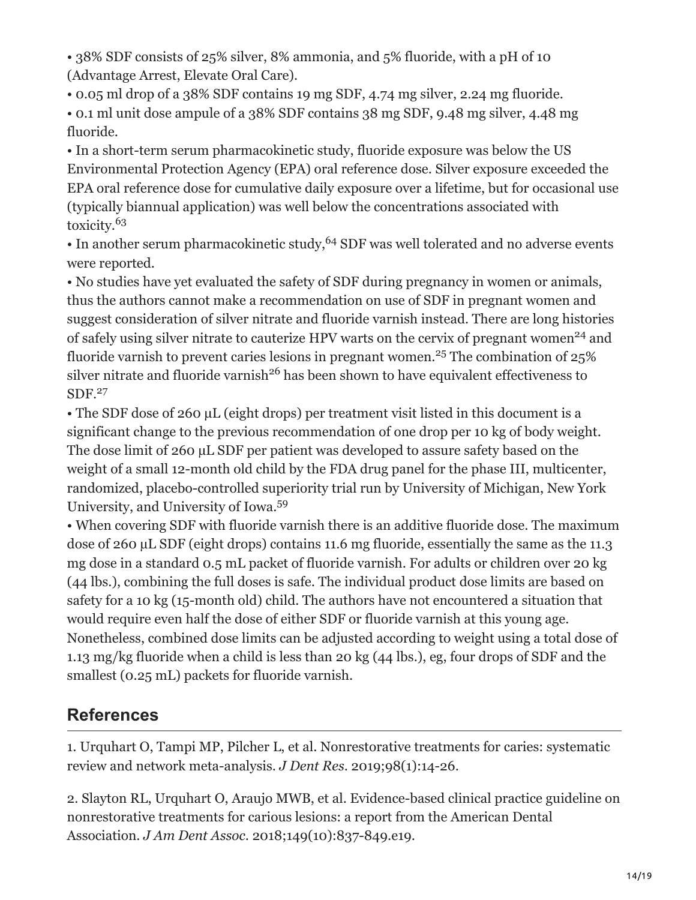- 38% SDF consists of 25% silver, 8% ammonia, and 5% fluoride, with a pH of 10 (Advantage Arrest, Elevate Oral Care).
- 0.05 ml drop of a 38% SDF contains 19 mg SDF, 4.74 mg silver, 2.24 mg fluoride.
- 0.1 ml unit dose ampule of a 38% SDF contains 38 mg SDF, 9.48 mg silver, 4.48 mg fluoride.
- In a short-term serum pharmacokinetic study, fluoride exposure was below the US Environmental Protection Agency (EPA) oral reference dose. Silver exposure exceeded the EPA oral reference dose for cumulative daily exposure over a lifetime, but for occasional use (typically biannual application) was well below the concentrations associated with toxicity.[63]
- In another serum pharmacokinetic study,[64] SDF was well tolerated and no adverse events were reported.
- No studies have yet evaluated the safety of SDF during pregnancy in women or animals, thus the authors cannot make a recommendation on use of SDF in pregnant women and suggest consideration of silver nitrate and fluoride varnish instead. There are long histories of safely using silver nitrate to cauterize HPV warts on the cervix of pregnant women[24] and fluoride varnish to prevent caries lesions in pregnant women.[25] The combination of 25% silver nitrate and fluoride varnish[26] has been shown to have equivalent effectiveness to SDF.[27]
- The SDF dose of 260 µL (eight drops) per treatment visit listed in this document is a significant change to the previous recommendation of one drop per 10 kg of body weight. The dose limit of 260 µL SDF per patient was developed to assure safety based on the weight of a small 12-month old child by the FDA drug panel for the phase III, multicenter, randomized, placebo-controlled superiority trial run by University of Michigan, New York University, and University of Iowa.[59]
- When covering SDF with fluoride varnish there is an additive fluoride dose. The maximum dose of 260 µL SDF (eight drops) contains 11.6 mg fluoride, essentially the same as the 11.3 mg dose in a standard 0.5 mL packet of fluoride varnish. For adults or children over 20 kg (44 lbs.), combining the full doses is safe. The individual product dose limits are based on safety for a 10 kg (15-month old) child. The authors have not encountered a situation that would require even half the dose of either SDF or fluoride varnish at this young age. Nonetheless, combined dose limits can be adjusted according to weight using a total dose of 1.13 mg/kg fluoride when a child is less than 20 kg (44 lbs.), eg, four drops of SDF and the smallest (0.25 mL) packets for fluoride varnish.

## References

1. Urquhart O, Tampi MP, Pilcher L, et al. Nonrestorative treatments for caries: systematic review and network meta-analysis. *J Dent Res*. 2019;98(1):14-26.

2. Slayton RL, Urquhart O, Araujo MWB, et al. Evidence-based clinical practice guideline on nonrestorative treatments for carious lesions: a report from the American Dental Association. *J Am Dent Assoc*. 2018;149(10):837-849.e19.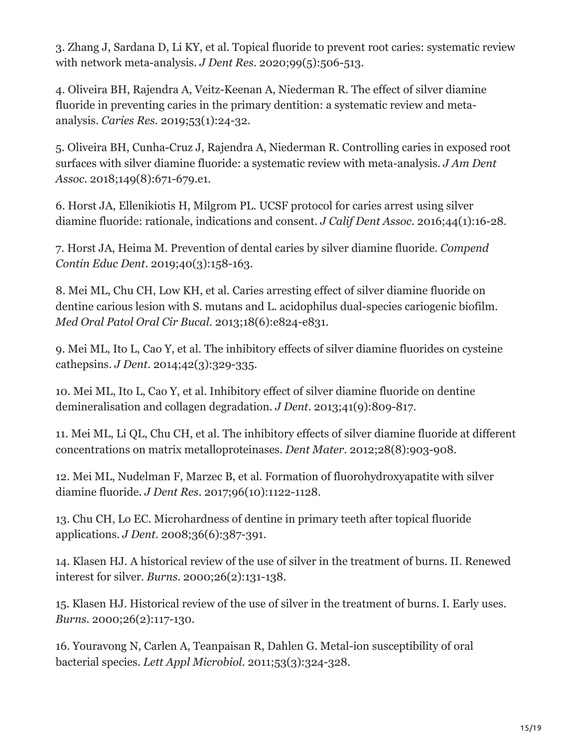3. Zhang J, Sardana D, Li KY, et al. Topical fluoride to prevent root caries: systematic review with network meta-analysis. *J Dent Res*. 2020;99(5):506-513.

4. Oliveira BH, Rajendra A, Veitz-Keenan A, Niederman R. The effect of silver diamine fluoride in preventing caries in the primary dentition: a systematic review and meta-analysis. *Caries Res*. 2019;53(1):24-32.

5. Oliveira BH, Cunha-Cruz J, Rajendra A, Niederman R. Controlling caries in exposed root surfaces with silver diamine fluoride: a systematic review with meta-analysis. *J Am Dent Assoc*. 2018;149(8):671-679.e1.

6. Horst JA, Ellenikiotis H, Milgrom PL. UCSF protocol for caries arrest using silver diamine fluoride: rationale, indications and consent. *J Calif Dent Assoc*. 2016;44(1):16-28.

7. Horst JA, Heima M. Prevention of dental caries by silver diamine fluoride. *Compend Contin Educ Dent*. 2019;40(3):158-163.

8. Mei ML, Chu CH, Low KH, et al. Caries arresting effect of silver diamine fluoride on dentine carious lesion with S. mutans and L. acidophilus dual-species cariogenic biofilm. *Med Oral Patol Oral Cir Bucal*. 2013;18(6):e824-e831.

9. Mei ML, Ito L, Cao Y, et al. The inhibitory effects of silver diamine fluorides on cysteine cathepsins. *J Dent*. 2014;42(3):329-335.

10. Mei ML, Ito L, Cao Y, et al. Inhibitory effect of silver diamine fluoride on dentine demineralisation and collagen degradation. *J Dent*. 2013;41(9):809-817.

11. Mei ML, Li QL, Chu CH, et al. The inhibitory effects of silver diamine fluoride at different concentrations on matrix metalloproteinases. *Dent Mater*. 2012;28(8):903-908.

12. Mei ML, Nudelman F, Marzec B, et al. Formation of fluorohydroxyapatite with silver diamine fluoride. *J Dent Res*. 2017;96(10):1122-1128.

13. Chu CH, Lo EC. Microhardness of dentine in primary teeth after topical fluoride applications. *J Dent*. 2008;36(6):387-391.

14. Klasen HJ. A historical review of the use of silver in the treatment of burns. II. Renewed interest for silver. *Burns*. 2000;26(2):131-138.

15. Klasen HJ. Historical review of the use of silver in the treatment of burns. I. Early uses. *Burns*. 2000;26(2):117-130.

16. Youravong N, Carlen A, Teanpaisan R, Dahlen G. Metal-ion susceptibility of oral bacterial species. *Lett Appl Microbiol*. 2011;53(3):324-328.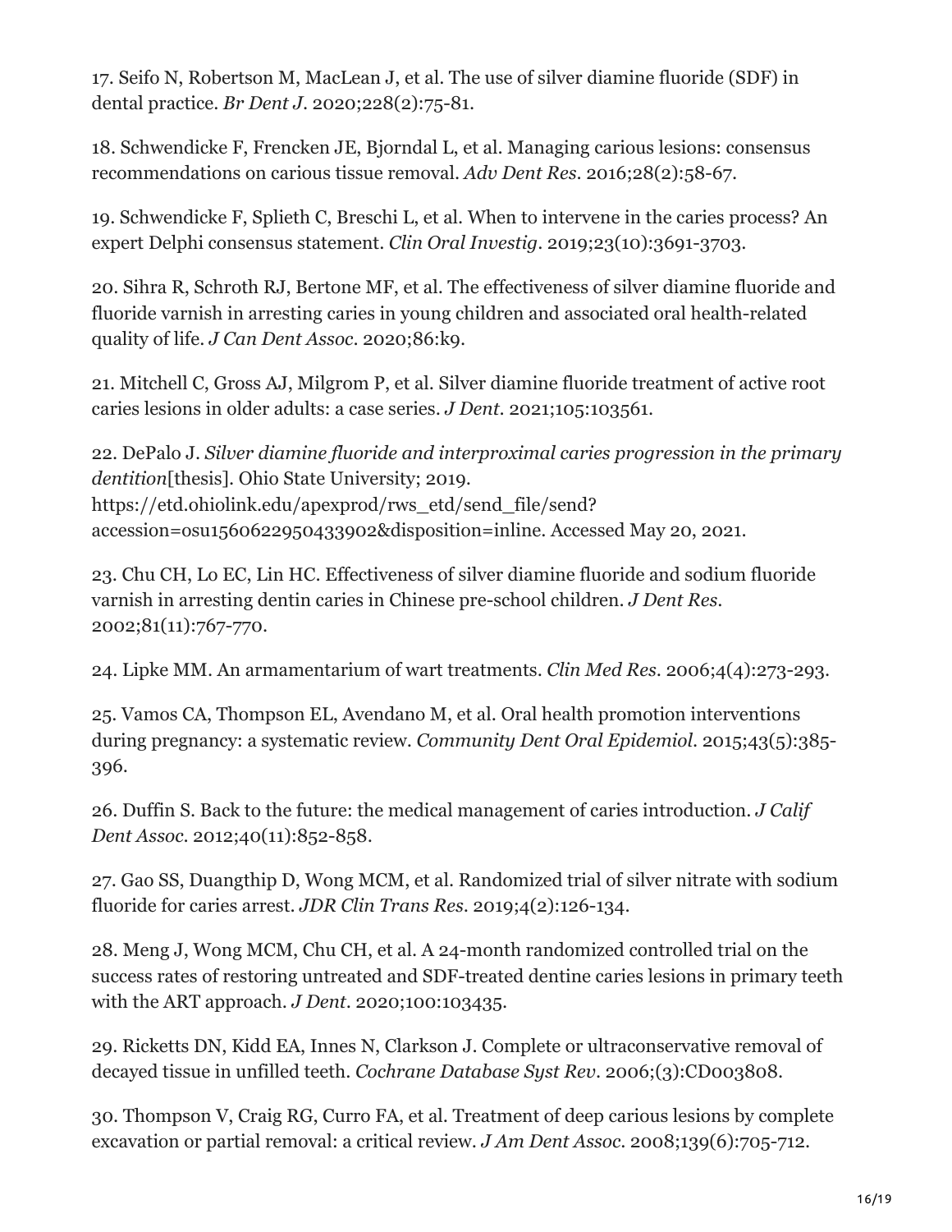17. Seifo N, Robertson M, MacLean J, et al. The use of silver diamine fluoride (SDF) in dental practice. *Br Dent J*. 2020;228(2):75-81.

18. Schwendicke F, Frencken JE, Bjorndal L, et al. Managing carious lesions: consensus recommendations on carious tissue removal. *Adv Dent Res*. 2016;28(2):58-67.

19. Schwendicke F, Splieth C, Breschi L, et al. When to intervene in the caries process? An expert Delphi consensus statement. *Clin Oral Investig*. 2019;23(10):3691-3703.

20. Sihra R, Schroth RJ, Bertone MF, et al. The effectiveness of silver diamine fluoride and fluoride varnish in arresting caries in young children and associated oral health-related quality of life. *J Can Dent Assoc*. 2020;86:k9.

21. Mitchell C, Gross AJ, Milgrom P, et al. Silver diamine fluoride treatment of active root caries lesions in older adults: a case series. *J Dent*. 2021;105:103561.

22. DePalo J. *Silver diamine fluoride and interproximal caries progression in the primary dentition*[thesis]. Ohio State University; 2019. https://etd.ohiolink.edu/apexprod/rws_etd/send_file/send?accession=osu1560622950433902&disposition=inline. Accessed May 20, 2021.

23. Chu CH, Lo EC, Lin HC. Effectiveness of silver diamine fluoride and sodium fluoride varnish in arresting dentin caries in Chinese pre-school children. *J Dent Res*. 2002;81(11):767-770.

24. Lipke MM. An armamentarium of wart treatments. *Clin Med Res*. 2006;4(4):273-293.

25. Vamos CA, Thompson EL, Avendano M, et al. Oral health promotion interventions during pregnancy: a systematic review. *Community Dent Oral Epidemiol*. 2015;43(5):385-396.

26. Duffin S. Back to the future: the medical management of caries introduction. *J Calif Dent Assoc*. 2012;40(11):852-858.

27. Gao SS, Duangthip D, Wong MCM, et al. Randomized trial of silver nitrate with sodium fluoride for caries arrest. *JDR Clin Trans Res*. 2019;4(2):126-134.

28. Meng J, Wong MCM, Chu CH, et al. A 24-month randomized controlled trial on the success rates of restoring untreated and SDF-treated dentine caries lesions in primary teeth with the ART approach. *J Dent*. 2020;100:103435.

29. Ricketts DN, Kidd EA, Innes N, Clarkson J. Complete or ultraconservative removal of decayed tissue in unfilled teeth. *Cochrane Database Syst Rev*. 2006;(3):CD003808.

30. Thompson V, Craig RG, Curro FA, et al. Treatment of deep carious lesions by complete excavation or partial removal: a critical review. *J Am Dent Assoc*. 2008;139(6):705-712.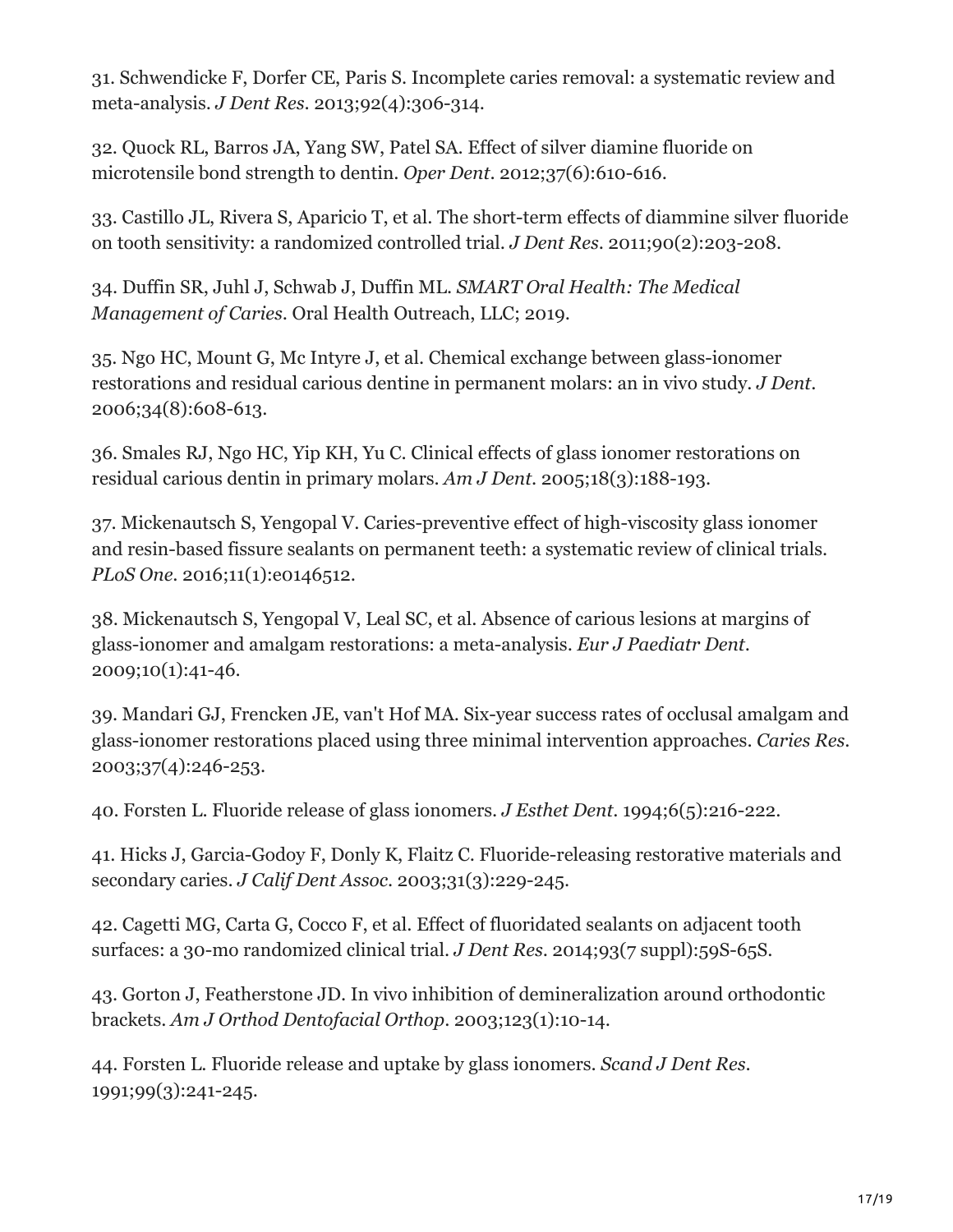31. Schwendicke F, Dorfer CE, Paris S. Incomplete caries removal: a systematic review and meta-analysis. *J Dent Res*. 2013;92(4):306-314.

32. Quock RL, Barros JA, Yang SW, Patel SA. Effect of silver diamine fluoride on microtensile bond strength to dentin. *Oper Dent*. 2012;37(6):610-616.

33. Castillo JL, Rivera S, Aparicio T, et al. The short-term effects of diammine silver fluoride on tooth sensitivity: a randomized controlled trial. *J Dent Res*. 2011;90(2):203-208.

34. Duffin SR, Juhl J, Schwab J, Duffin ML. *SMART Oral Health: The Medical Management of Caries*. Oral Health Outreach, LLC; 2019.

35. Ngo HC, Mount G, Mc Intyre J, et al. Chemical exchange between glass-ionomer restorations and residual carious dentine in permanent molars: an in vivo study. *J Dent*. 2006;34(8):608-613.

36. Smales RJ, Ngo HC, Yip KH, Yu C. Clinical effects of glass ionomer restorations on residual carious dentin in primary molars. *Am J Dent*. 2005;18(3):188-193.

37. Mickenautsch S, Yengopal V. Caries-preventive effect of high-viscosity glass ionomer and resin-based fissure sealants on permanent teeth: a systematic review of clinical trials. *PLoS One*. 2016;11(1):e0146512.

38. Mickenautsch S, Yengopal V, Leal SC, et al. Absence of carious lesions at margins of glass-ionomer and amalgam restorations: a meta-analysis. *Eur J Paediatr Dent*. 2009;10(1):41-46.

39. Mandari GJ, Frencken JE, van't Hof MA. Six-year success rates of occlusal amalgam and glass-ionomer restorations placed using three minimal intervention approaches. *Caries Res*. 2003;37(4):246-253.

40. Forsten L. Fluoride release of glass ionomers. *J Esthet Dent*. 1994;6(5):216-222.

41. Hicks J, Garcia-Godoy F, Donly K, Flaitz C. Fluoride-releasing restorative materials and secondary caries. *J Calif Dent Assoc*. 2003;31(3):229-245.

42. Cagetti MG, Carta G, Cocco F, et al. Effect of fluoridated sealants on adjacent tooth surfaces: a 30-mo randomized clinical trial. *J Dent Res*. 2014;93(7 suppl):59S-65S.

43. Gorton J, Featherstone JD. In vivo inhibition of demineralization around orthodontic brackets. *Am J Orthod Dentofacial Orthop*. 2003;123(1):10-14.

44. Forsten L. Fluoride release and uptake by glass ionomers. *Scand J Dent Res*. 1991;99(3):241-245.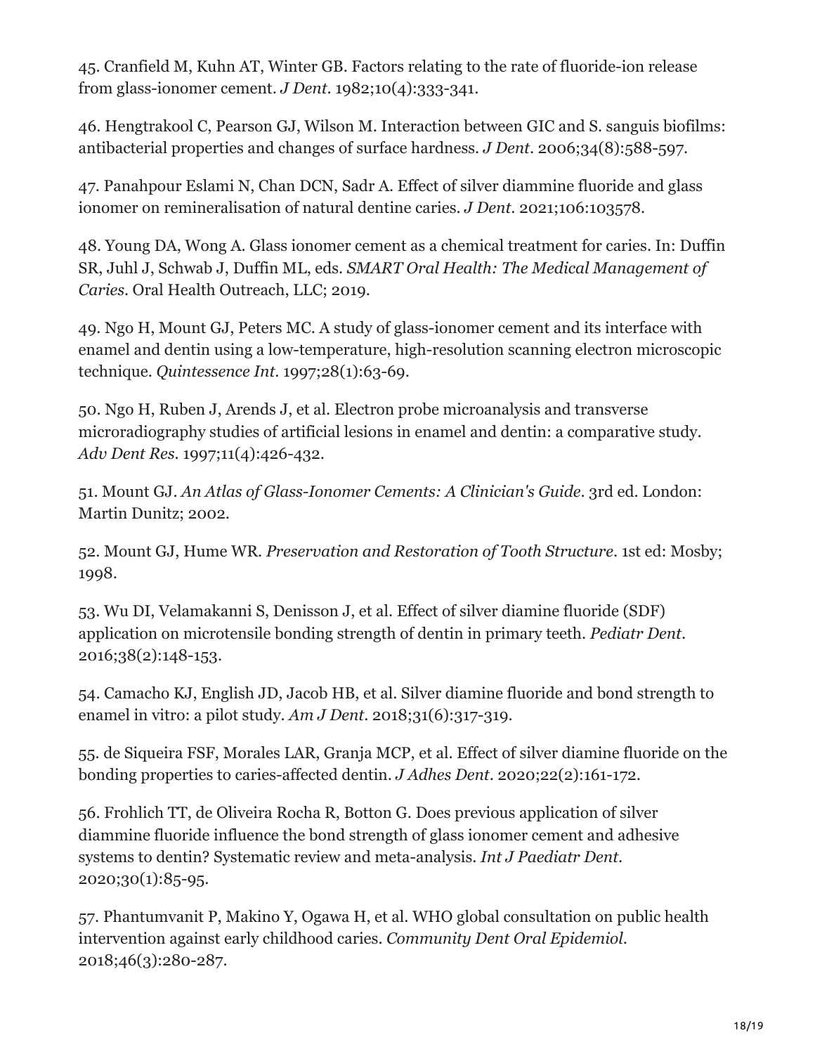45. Cranfield M, Kuhn AT, Winter GB. Factors relating to the rate of fluoride-ion release from glass-ionomer cement. *J Dent*. 1982;10(4):333-341.

46. Hengtrakool C, Pearson GJ, Wilson M. Interaction between GIC and S. sanguis biofilms: antibacterial properties and changes of surface hardness. *J Dent*. 2006;34(8):588-597.

47. Panahpour Eslami N, Chan DCN, Sadr A. Effect of silver diammine fluoride and glass ionomer on remineralisation of natural dentine caries. *J Dent*. 2021;106:103578.

48. Young DA, Wong A. Glass ionomer cement as a chemical treatment for caries. In: Duffin SR, Juhl J, Schwab J, Duffin ML, eds. *SMART Oral Health: The Medical Management of Caries*. Oral Health Outreach, LLC; 2019.

49. Ngo H, Mount GJ, Peters MC. A study of glass-ionomer cement and its interface with enamel and dentin using a low-temperature, high-resolution scanning electron microscopic technique. *Quintessence Int*. 1997;28(1):63-69.

50. Ngo H, Ruben J, Arends J, et al. Electron probe microanalysis and transverse microradiography studies of artificial lesions in enamel and dentin: a comparative study. *Adv Dent Res*. 1997;11(4):426-432.

51. Mount GJ. *An Atlas of Glass-Ionomer Cements: A Clinician's Guide*. 3rd ed. London: Martin Dunitz; 2002.

52. Mount GJ, Hume WR. *Preservation and Restoration of Tooth Structure*. 1st ed: Mosby; 1998.

53. Wu DI, Velamakanni S, Denisson J, et al. Effect of silver diamine fluoride (SDF) application on microtensile bonding strength of dentin in primary teeth. *Pediatr Dent*. 2016;38(2):148-153.

54. Camacho KJ, English JD, Jacob HB, et al. Silver diamine fluoride and bond strength to enamel in vitro: a pilot study. *Am J Dent*. 2018;31(6):317-319.

55. de Siqueira FSF, Morales LAR, Granja MCP, et al. Effect of silver diamine fluoride on the bonding properties to caries-affected dentin. *J Adhes Dent*. 2020;22(2):161-172.

56. Frohlich TT, de Oliveira Rocha R, Botton G. Does previous application of silver diammine fluoride influence the bond strength of glass ionomer cement and adhesive systems to dentin? Systematic review and meta-analysis. *Int J Paediatr Dent*. 2020;30(1):85-95.

57. Phantumvanit P, Makino Y, Ogawa H, et al. WHO global consultation on public health intervention against early childhood caries. *Community Dent Oral Epidemiol*. 2018;46(3):280-287.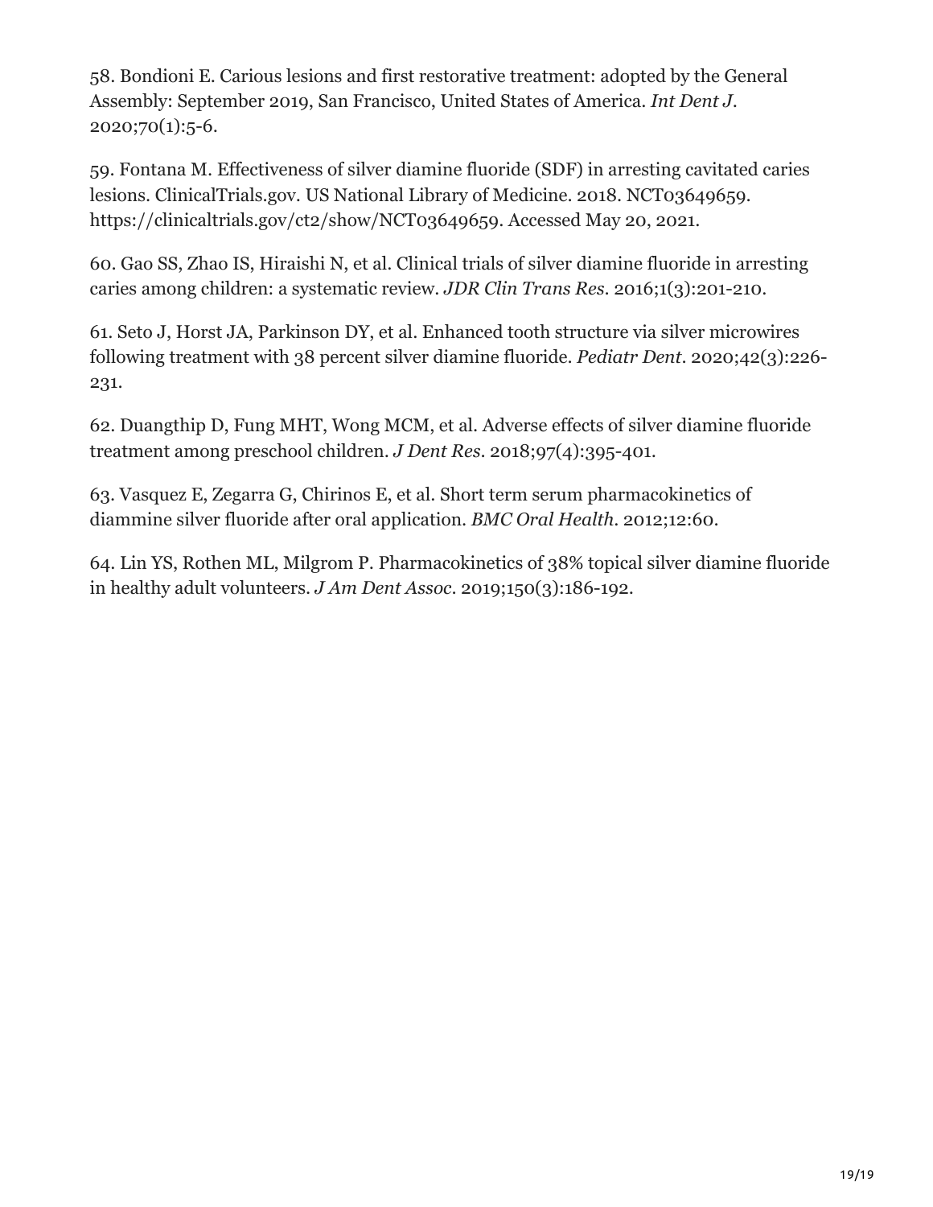58. Bondioni E. Carious lesions and first restorative treatment: adopted by the General Assembly: September 2019, San Francisco, United States of America. *Int Dent J*. 2020;70(1):5-6.

59. Fontana M. Effectiveness of silver diamine fluoride (SDF) in arresting cavitated caries lesions. ClinicalTrials.gov. US National Library of Medicine. 2018. NCT03649659. https://clinicaltrials.gov/ct2/show/NCT03649659. Accessed May 20, 2021.

60. Gao SS, Zhao IS, Hiraishi N, et al. Clinical trials of silver diamine fluoride in arresting caries among children: a systematic review. *JDR Clin Trans Res*. 2016;1(3):201-210.

61. Seto J, Horst JA, Parkinson DY, et al. Enhanced tooth structure via silver microwires following treatment with 38 percent silver diamine fluoride. *Pediatr Dent*. 2020;42(3):226-231.

62. Duangthip D, Fung MHT, Wong MCM, et al. Adverse effects of silver diamine fluoride treatment among preschool children. *J Dent Res*. 2018;97(4):395-401.

63. Vasquez E, Zegarra G, Chirinos E, et al. Short term serum pharmacokinetics of diammine silver fluoride after oral application. *BMC Oral Health*. 2012;12:60.

64. Lin YS, Rothen ML, Milgrom P. Pharmacokinetics of 38% topical silver diamine fluoride in healthy adult volunteers. *J Am Dent Assoc*. 2019;150(3):186-192.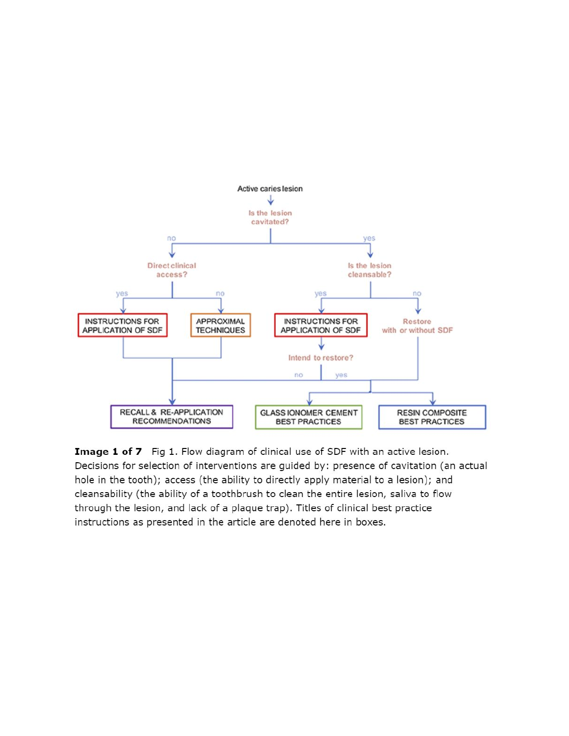Active caries lesion

Is the lesion cavitated?

- no → Direct clinical access?
  - yes → INSTRUCTIONS FOR APPLICATION OF SDF → RECALL & RE-APPLICATION RECOMMENDATIONS
  - no → APPROXIMAL TECHNIQUES → RECALL & RE-APPLICATION RECOMMENDATIONS
- yes → Is the lesion cleansable?
  - yes → INSTRUCTIONS FOR APPLICATION OF SDF → Intend to restore?
    - no → RECALL & RE-APPLICATION RECOMMENDATIONS
    - yes → GLASS IONOMER CEMENT BEST PRACTICES / RESIN COMPOSITE BEST PRACTICES
  - no → Restore with or without SDF → GLASS IONOMER CEMENT BEST PRACTICES / RESIN COMPOSITE BEST PRACTICES

**Image 1 of 7** Fig 1. Flow diagram of clinical use of SDF with an active lesion. Decisions for selection of interventions are guided by: presence of cavitation (an actual hole in the tooth); access (the ability to directly apply material to a lesion); and cleansability (the ability of a toothbrush to clean the entire lesion, saliva to flow through the lesion, and lack of a plaque trap). Titles of clinical best practice instructions as presented in the article are denoted here in boxes.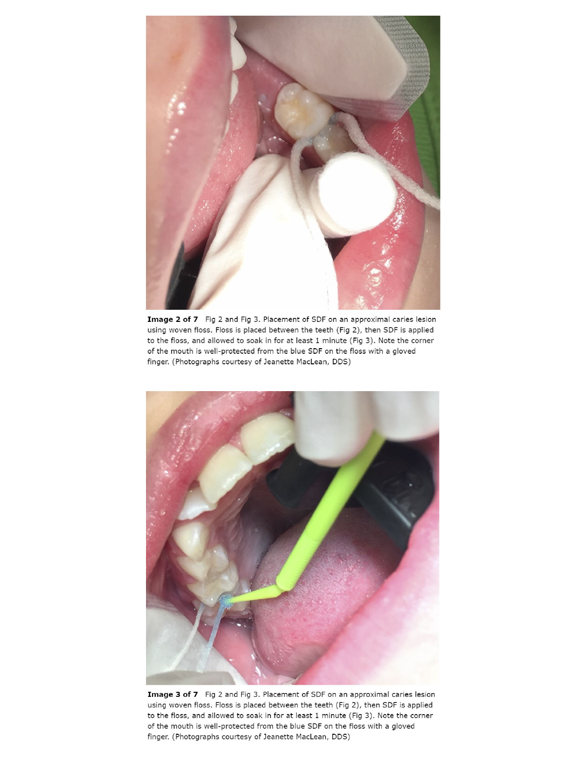**Image 2 of 7** Fig 2 and Fig 3. Placement of SDF on an approximal caries lesion using woven floss. Floss is placed between the teeth (Fig 2), then SDF is applied to the floss, and allowed to soak in for at least 1 minute (Fig 3). Note the corner of the mouth is well-protected from the blue SDF on the floss with a gloved finger. (Photographs courtesy of Jeanette MacLean, DDS)

**Image 3 of 7** Fig 2 and Fig 3. Placement of SDF on an approximal caries lesion using woven floss. Floss is placed between the teeth (Fig 2), then SDF is applied to the floss, and allowed to soak in for at least 1 minute (Fig 3). Note the corner of the mouth is well-protected from the blue SDF on the floss with a gloved finger. (Photographs courtesy of Jeanette MacLean, DDS)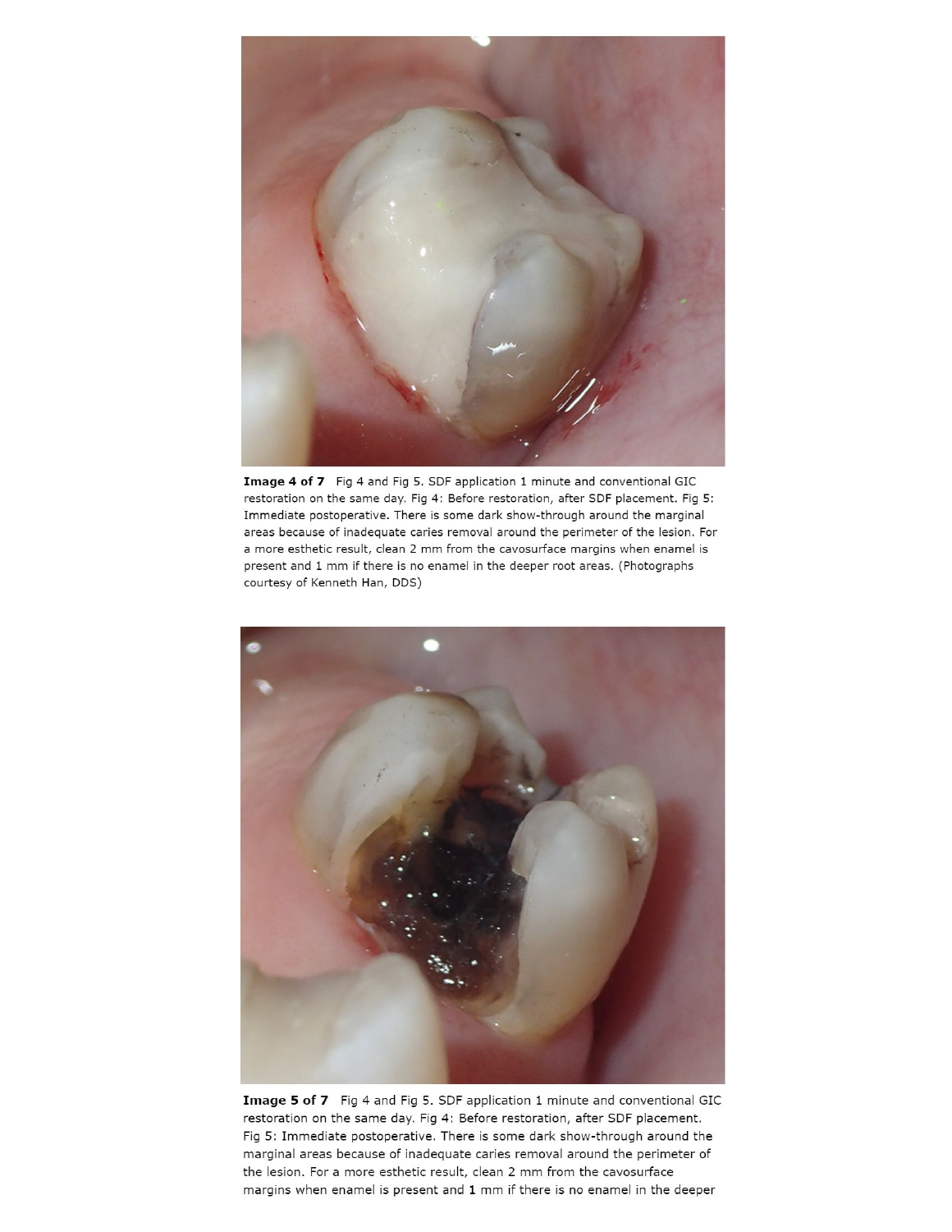**Image 4 of 7** Fig 4 and Fig 5. SDF application 1 minute and conventional GIC restoration on the same day. Fig 4: Before restoration, after SDF placement. Fig 5: Immediate postoperative. There is some dark show-through around the marginal areas because of inadequate caries removal around the perimeter of the lesion. For a more esthetic result, clean 2 mm from the cavosurface margins when enamel is present and 1 mm if there is no enamel in the deeper root areas. (Photographs courtesy of Kenneth Han, DDS)

**Image 5 of 7** Fig 4 and Fig 5. SDF application 1 minute and conventional GIC restoration on the same day. Fig 4: Before restoration, after SDF placement. Fig 5: Immediate postoperative. There is some dark show-through around the marginal areas because of inadequate caries removal around the perimeter of the lesion. For a more esthetic result, clean 2 mm from the cavosurface margins when enamel is present and 1 mm if there is no enamel in the deeper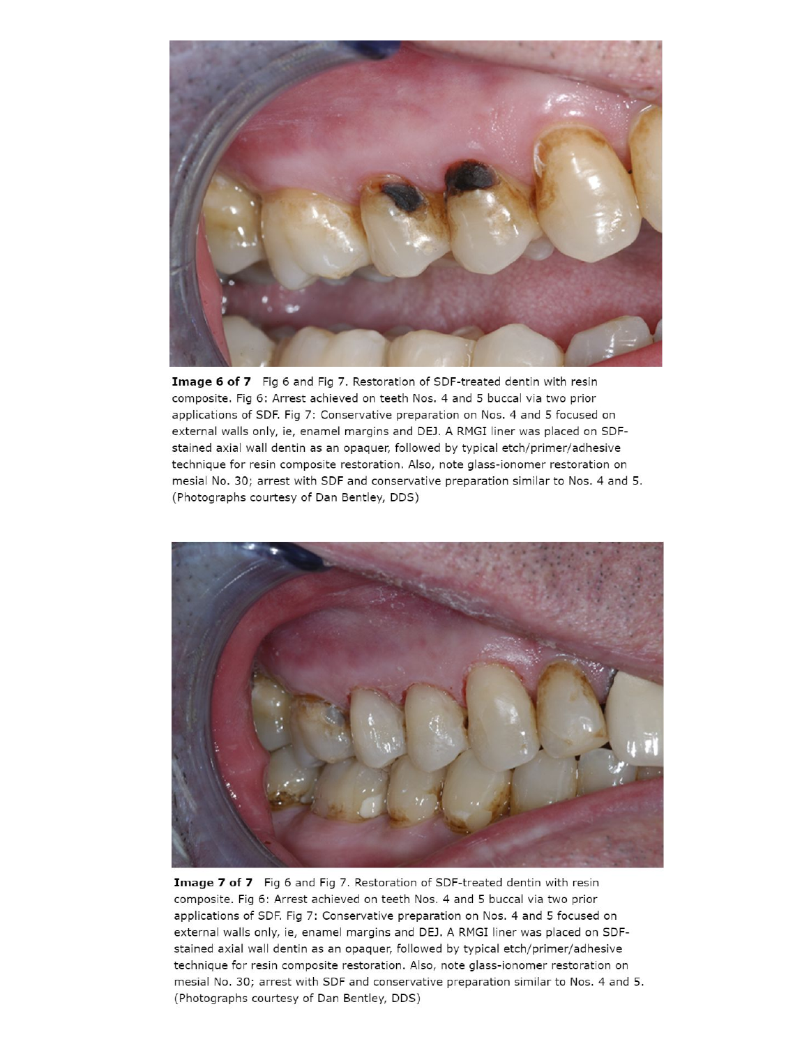**Image 6 of 7** Fig 6 and Fig 7. Restoration of SDF-treated dentin with resin composite. Fig 6: Arrest achieved on teeth Nos. 4 and 5 buccal via two prior applications of SDF. Fig 7: Conservative preparation on Nos. 4 and 5 focused on external walls only, ie, enamel margins and DEJ. A RMGI liner was placed on SDF-stained axial wall dentin as an opaquer, followed by typical etch/primer/adhesive technique for resin composite restoration. Also, note glass-ionomer restoration on mesial No. 30; arrest with SDF and conservative preparation similar to Nos. 4 and 5. (Photographs courtesy of Dan Bentley, DDS)

**Image 7 of 7** Fig 6 and Fig 7. Restoration of SDF-treated dentin with resin composite. Fig 6: Arrest achieved on teeth Nos. 4 and 5 buccal via two prior applications of SDF. Fig 7: Conservative preparation on Nos. 4 and 5 focused on external walls only, ie, enamel margins and DEJ. A RMGI liner was placed on SDF-stained axial wall dentin as an opaquer, followed by typical etch/primer/adhesive technique for resin composite restoration. Also, note glass-ionomer restoration on mesial No. 30; arrest with SDF and conservative preparation similar to Nos. 4 and 5. (Photographs courtesy of Dan Bentley, DDS)